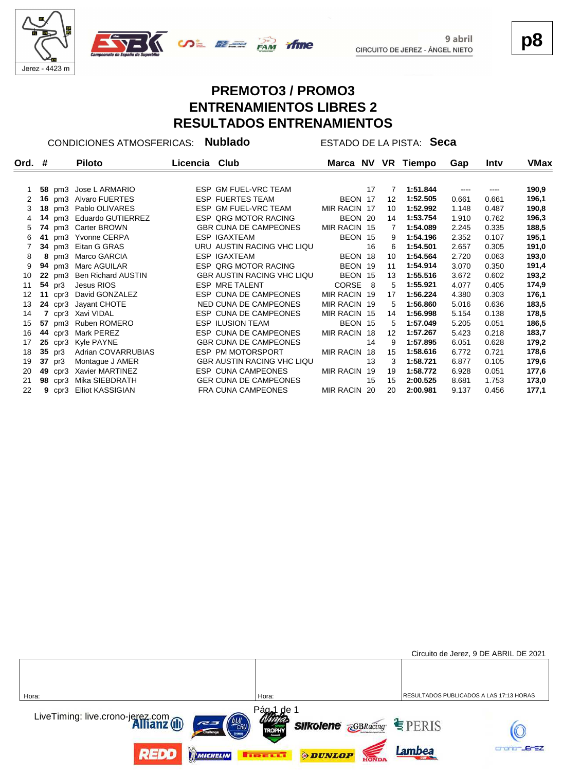Jerez - 4423 m

9 abril
CIRCUITO DE JEREZ - ÁNGEL NIETO

p8

# PREMOTO3 / PROMO3
# ENTRENAMIENTOS LIBRES 2
# RESULTADOS ENTRENAMIENTOS

CONDICIONES ATMOSFERICAS: **Nublado** ESTADO DE LA PISTA: **Seca**

| Ord. | # | | Piloto | Licencia | Club | Marca | NV | VR | Tiempo | Gap | Intv | VMax |
|---|---|---|---|---|---|---|---|---|---|---|---|---|
| 1 | **58** | pm3 | Jose L ARMARIO | ESP | GM FUEL-VRC TEAM | | 17 | 7 | **1:51.844** | ---- | ---- | **190,9** |
| 2 | **16** | pm3 | Alvaro FUERTES | ESP | FUERTES TEAM | BEON | 17 | 12 | **1:52.505** | 0.661 | 0.661 | **196,1** |
| 3 | **18** | pm3 | Pablo OLIVARES | ESP | GM FUEL-VRC TEAM | MIR RACIN | 17 | 10 | **1:52.992** | 1.148 | 0.487 | **190,8** |
| 4 | **14** | pm3 | Eduardo GUTIERREZ | ESP | QRG MOTOR RACING | BEON | 20 | 14 | **1:53.754** | 1.910 | 0.762 | **196,3** |
| 5 | **74** | pm3 | Carter BROWN | GBR | CUNA DE CAMPEONES | MIR RACIN | 15 | 7 | **1:54.089** | 2.245 | 0.335 | **188,5** |
| 6 | **41** | pm3 | Yvonne CERPA | ESP | IGAXTEAM | BEON | 15 | 9 | **1:54.196** | 2.352 | 0.107 | **195,1** |
| 7 | **34** | pm3 | Eitan G GRAS | URU | AUSTIN RACING VHC LIQU | | 16 | 6 | **1:54.501** | 2.657 | 0.305 | **191,0** |
| 8 | **8** | pm3 | Marco GARCIA | ESP | IGAXTEAM | BEON | 18 | 10 | **1:54.564** | 2.720 | 0.063 | **193,0** |
| 9 | **94** | pm3 | Marc AGUILAR | ESP | QRG MOTOR RACING | BEON | 19 | 11 | **1:54.914** | 3.070 | 0.350 | **191,4** |
| 10 | **22** | pm3 | Ben Richard AUSTIN | GBR | AUSTIN RACING VHC LIQU | BEON | 15 | 13 | **1:55.516** | 3.672 | 0.602 | **193,2** |
| 11 | **54** | pr3 | Jesus RIOS | ESP | MRE TALENT | CORSE | 8 | 5 | **1:55.921** | 4.077 | 0.405 | **174,9** |
| 12 | **11** | cpr3 | David GONZALEZ | ESP | CUNA DE CAMPEONES | MIR RACIN | 19 | 17 | **1:56.224** | 4.380 | 0.303 | **176,1** |
| 13 | **24** | cpr3 | Jayant CHOTE | NED | CUNA DE CAMPEONES | MIR RACIN | 19 | 5 | **1:56.860** | 5.016 | 0.636 | **183,5** |
| 14 | **7** | cpr3 | Xavi VIDAL | ESP | CUNA DE CAMPEONES | MIR RACIN | 15 | 14 | **1:56.998** | 5.154 | 0.138 | **178,5** |
| 15 | **57** | pm3 | Ruben ROMERO | ESP | ILUSION TEAM | BEON | 15 | 5 | **1:57.049** | 5.205 | 0.051 | **186,5** |
| 16 | **44** | cpr3 | Mark PEREZ | ESP | CUNA DE CAMPEONES | MIR RACIN | 18 | 12 | **1:57.267** | 5.423 | 0.218 | **183,7** |
| 17 | **25** | cpr3 | Kyle PAYNE | GBR | CUNA DE CAMPEONES | | 14 | 9 | **1:57.895** | 6.051 | 0.628 | **179,2** |
| 18 | **35** | pr3 | Adrian COVARRUBIAS | ESP | PM MOTORSPORT | MIR RACIN | 18 | 15 | **1:58.616** | 6.772 | 0.721 | **178,6** |
| 19 | **37** | pr3 | Montague J AMER | GBR | AUSTIN RACING VHC LIQU | | 13 | 3 | **1:58.721** | 6.877 | 0.105 | **179,6** |
| 20 | **49** | cpr3 | Xavier MARTINEZ | ESP | CUNA CAMPEONES | MIR RACIN | 19 | 19 | **1:58.772** | 6.928 | 0.051 | **177,6** |
| 21 | **98** | cpr3 | Mika SIEBDRATH | GER | CUNA DE CAMPEONES | | 15 | 15 | **2:00.525** | 8.681 | 1.753 | **173,0** |
| 22 | **9** | cpr3 | Elliot KASSIGIAN | FRA | CUNA CAMPEONES | MIR RACIN | 20 | 20 | **2:00.981** | 9.137 | 0.456 | **177,1** |

Circuito de Jerez, 9 DE ABRIL DE 2021

| | | |
|---|---|---|
| Hora: | Hora: | RESULTADOS PUBLICADOS A LAS 17:13 HORAS |

LiveTiming: live.crono-jerez.com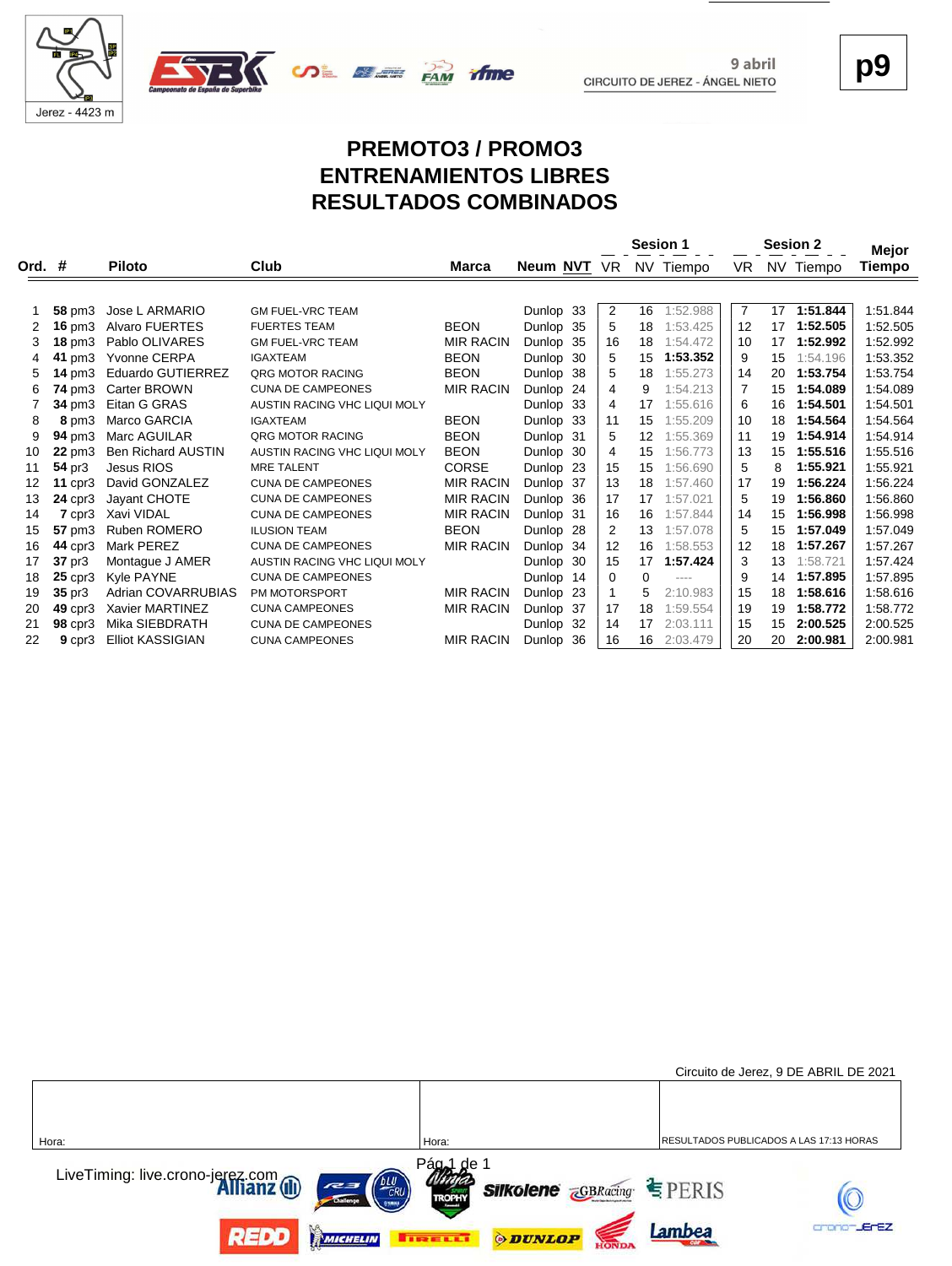9 abril
CIRCUITO DE JEREZ - ÁNGEL NIETO

Jerez - 4423 m

**p9**

# PREMOTO3 / PROMO3
# ENTRENAMIENTOS LIBRES
# RESULTADOS COMBINADOS

| Ord. | # | Piloto | Club | Marca | Neum | NVT | Sesion 1 VR | Sesion 1 NV | Sesion 1 Tiempo | Sesion 2 VR | Sesion 2 NV | Sesion 2 Tiempo | Mejor Tiempo |
|---|---|---|---|---|---|---|---|---|---|---|---|---|---|
| 1 | **58** pm3 | Jose L ARMARIO | GM FUEL-VRC TEAM | | Dunlop | 33 | 2 | 16 | 1:52.988 | 7 | 17 | **1:51.844** | 1:51.844 |
| 2 | **16** pm3 | Alvaro FUERTES | FUERTES TEAM | BEON | Dunlop | 35 | 5 | 18 | 1:53.425 | 12 | 17 | **1:52.505** | 1:52.505 |
| 3 | **18** pm3 | Pablo OLIVARES | GM FUEL-VRC TEAM | MIR RACIN | Dunlop | 35 | 16 | 18 | 1:54.472 | 10 | 17 | **1:52.992** | 1:52.992 |
| 4 | **41** pm3 | Yvonne CERPA | IGAXTEAM | BEON | Dunlop | 30 | 5 | 15 | **1:53.352** | 9 | 15 | 1:54.196 | 1:53.352 |
| 5 | **14** pm3 | Eduardo GUTIERREZ | QRG MOTOR RACING | BEON | Dunlop | 38 | 5 | 18 | 1:55.273 | 14 | 20 | **1:53.754** | 1:53.754 |
| 6 | **74** pm3 | Carter BROWN | CUNA DE CAMPEONES | MIR RACIN | Dunlop | 24 | 4 | 9 | 1:54.213 | 7 | 15 | **1:54.089** | 1:54.089 |
| 7 | **34** pm3 | Eitan G GRAS | AUSTIN RACING VHC LIQUI MOLY | | Dunlop | 33 | 4 | 17 | 1:55.616 | 6 | 16 | **1:54.501** | 1:54.501 |
| 8 | **8** pm3 | Marco GARCIA | IGAXTEAM | BEON | Dunlop | 33 | 11 | 15 | 1:55.209 | 10 | 18 | **1:54.564** | 1:54.564 |
| 9 | **94** pm3 | Marc AGUILAR | QRG MOTOR RACING | BEON | Dunlop | 31 | 5 | 12 | 1:55.369 | 11 | 19 | **1:54.914** | 1:54.914 |
| 10 | **22** pm3 | Ben Richard AUSTIN | AUSTIN RACING VHC LIQUI MOLY | BEON | Dunlop | 30 | 4 | 15 | 1:56.773 | 13 | 15 | **1:55.516** | 1:55.516 |
| 11 | **54** pr3 | Jesus RIOS | MRE TALENT | CORSE | Dunlop | 23 | 15 | 15 | 1:56.690 | 5 | 8 | **1:55.921** | 1:55.921 |
| 12 | **11** cpr3 | David GONZALEZ | CUNA DE CAMPEONES | MIR RACIN | Dunlop | 37 | 13 | 18 | 1:57.460 | 17 | 19 | **1:56.224** | 1:56.224 |
| 13 | **24** cpr3 | Jayant CHOTE | CUNA DE CAMPEONES | MIR RACIN | Dunlop | 36 | 17 | 17 | 1:57.021 | 5 | 19 | **1:56.860** | 1:56.860 |
| 14 | **7** cpr3 | Xavi VIDAL | CUNA DE CAMPEONES | MIR RACIN | Dunlop | 31 | 16 | 16 | 1:57.844 | 14 | 15 | **1:56.998** | 1:56.998 |
| 15 | **57** pm3 | Ruben ROMERO | ILUSION TEAM | BEON | Dunlop | 28 | 2 | 13 | 1:57.078 | 5 | 15 | **1:57.049** | 1:57.049 |
| 16 | **44** cpr3 | Mark PEREZ | CUNA DE CAMPEONES | MIR RACIN | Dunlop | 34 | 12 | 16 | 1:58.553 | 12 | 18 | **1:57.267** | 1:57.267 |
| 17 | **37** pr3 | Montague J AMER | AUSTIN RACING VHC LIQUI MOLY | | Dunlop | 30 | 15 | 17 | **1:57.424** | 3 | 13 | 1:58.721 | 1:57.424 |
| 18 | **25** cpr3 | Kyle PAYNE | CUNA DE CAMPEONES | | Dunlop | 14 | 0 | 0 | ---- | 9 | 14 | **1:57.895** | 1:57.895 |
| 19 | **35** pr3 | Adrian COVARRUBIAS | PM MOTORSPORT | MIR RACIN | Dunlop | 23 | 1 | 5 | 2:10.983 | 15 | 18 | **1:58.616** | 1:58.616 |
| 20 | **49** cpr3 | Xavier MARTINEZ | CUNA CAMPEONES | MIR RACIN | Dunlop | 37 | 17 | 18 | 1:59.554 | 19 | 19 | **1:58.772** | 1:58.772 |
| 21 | **98** cpr3 | Mika SIEBDRATH | CUNA DE CAMPEONES | | Dunlop | 32 | 14 | 17 | 2:03.111 | 15 | 15 | **2:00.525** | 2:00.525 |
| 22 | **9** cpr3 | Elliot KASSIGIAN | CUNA CAMPEONES | MIR RACIN | Dunlop | 36 | 16 | 16 | 2:03.479 | 20 | 20 | **2:00.981** | 2:00.981 |

Circuito de Jerez, 9 DE ABRIL DE 2021

| | | |
|---|---|---|
| Hora: | Hora: | RESULTADOS PUBLICADOS A LAS 17:13 HORAS |

LiveTiming: live.crono-jerez.com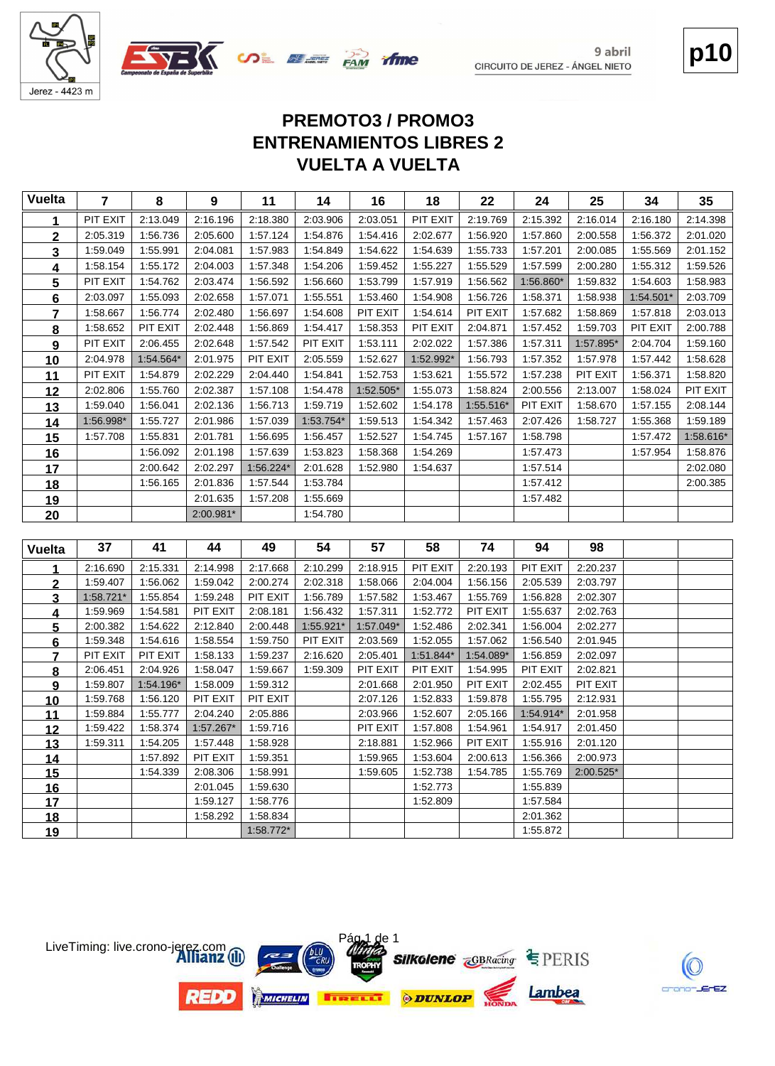9 abril
CIRCUITO DE JEREZ - ÁNGEL NIETO

Jerez - 4423 m

# PREMOTO3 / PROMO3
# ENTRENAMIENTOS LIBRES 2
# VUELTA A VUELTA

| Vuelta | 7 | 8 | 9 | 11 | 14 | 16 | 18 | 22 | 24 | 25 | 34 | 35 |
|---|---|---|---|---|---|---|---|---|---|---|---|---|
| 1 | PIT EXIT | 2:13.049 | 2:16.196 | 2:18.380 | 2:03.906 | 2:03.051 | PIT EXIT | 2:19.769 | 2:15.392 | 2:16.014 | 2:16.180 | 2:14.398 |
| 2 | 2:05.319 | 1:56.736 | 2:05.600 | 1:57.124 | 1:54.876 | 1:54.416 | 2:02.677 | 1:56.920 | 1:57.860 | 2:00.558 | 1:56.372 | 2:01.020 |
| 3 | 1:59.049 | 1:55.991 | 2:04.081 | 1:57.983 | 1:54.849 | 1:54.622 | 1:54.639 | 1:55.733 | 1:57.201 | 2:00.085 | 1:55.569 | 2:01.152 |
| 4 | 1:58.154 | 1:55.172 | 2:04.003 | 1:57.348 | 1:54.206 | 1:59.452 | 1:55.227 | 1:55.529 | 1:57.599 | 2:00.280 | 1:55.312 | 1:59.526 |
| 5 | PIT EXIT | 1:54.762 | 2:03.474 | 1:56.592 | 1:56.660 | 1:53.799 | 1:57.919 | 1:56.562 | 1:56.860* | 1:59.832 | 1:54.603 | 1:58.983 |
| 6 | 2:03.097 | 1:55.093 | 2:02.658 | 1:57.071 | 1:55.551 | 1:53.460 | 1:54.908 | 1:56.726 | 1:58.371 | 1:58.938 | 1:54.501* | 2:03.709 |
| 7 | 1:58.667 | 1:56.774 | 2:02.480 | 1:56.697 | 1:54.608 | PIT EXIT | 1:54.614 | PIT EXIT | 1:57.682 | 1:58.869 | 1:57.818 | 2:03.013 |
| 8 | 1:58.652 | PIT EXIT | 2:02.448 | 1:56.869 | 1:54.417 | 1:58.353 | PIT EXIT | 2:04.871 | 1:57.452 | 1:59.703 | PIT EXIT | 2:00.788 |
| 9 | PIT EXIT | 2:06.455 | 2:02.648 | 1:57.542 | PIT EXIT | 1:53.111 | 2:02.022 | 1:57.386 | 1:57.311 | 1:57.895* | 2:04.704 | 1:59.160 |
| 10 | 2:04.978 | 1:54.564* | 2:01.975 | PIT EXIT | 2:05.559 | 1:52.627 | 1:52.992* | 1:56.793 | 1:57.352 | 1:57.978 | 1:57.442 | 1:58.628 |
| 11 | PIT EXIT | 1:54.879 | 2:02.229 | 2:04.440 | 1:54.841 | 1:52.753 | 1:53.621 | 1:55.572 | 1:57.238 | PIT EXIT | 1:56.371 | 1:58.820 |
| 12 | 2:02.806 | 1:55.760 | 2:02.387 | 1:57.108 | 1:54.478 | 1:52.505* | 1:55.073 | 1:58.824 | 2:00.556 | 2:13.007 | 1:58.024 | PIT EXIT |
| 13 | 1:59.040 | 1:56.041 | 2:02.136 | 1:56.713 | 1:59.719 | 1:52.602 | 1:54.178 | 1:55.516* | PIT EXIT | 1:58.670 | 1:57.155 | 2:08.144 |
| 14 | 1:56.998* | 1:55.727 | 2:01.986 | 1:57.039 | 1:53.754* | 1:59.513 | 1:54.342 | 1:57.463 | 2:07.426 | 1:58.727 | 1:55.368 | 1:59.189 |
| 15 | 1:57.708 | 1:55.831 | 2:01.781 | 1:56.695 | 1:56.457 | 1:52.527 | 1:54.745 | 1:57.167 | 1:58.798 | | 1:57.472 | 1:58.616* |
| 16 | | 1:56.092 | 2:01.198 | 1:57.639 | 1:53.823 | 1:58.368 | 1:54.269 | | 1:57.473 | | 1:57.954 | 1:58.876 |
| 17 | | 2:00.642 | 2:02.297 | 1:56.224* | 2:01.628 | 1:52.980 | 1:54.637 | | 1:57.514 | | | 2:02.080 |
| 18 | | 1:56.165 | 2:01.836 | 1:57.544 | 1:53.784 | | | | 1:57.412 | | | 2:00.385 |
| 19 | | | 2:01.635 | 1:57.208 | 1:55.669 | | | | 1:57.482 | | | |
| 20 | | | 2:00.981* | | 1:54.780 | | | | | | | |

| Vuelta | 37 | 41 | 44 | 49 | 54 | 57 | 58 | 74 | 94 | 98 | | |
|---|---|---|---|---|---|---|---|---|---|---|---|---|
| 1 | 2:16.690 | 2:15.331 | 2:14.998 | 2:17.668 | 2:10.299 | 2:18.915 | PIT EXIT | 2:20.193 | PIT EXIT | 2:20.237 | | |
| 2 | 1:59.407 | 1:56.062 | 1:59.042 | 2:00.274 | 2:02.318 | 1:58.066 | 2:04.004 | 1:56.156 | 2:05.539 | 2:03.797 | | |
| 3 | 1:58.721* | 1:55.854 | 1:59.248 | PIT EXIT | 1:56.789 | 1:57.582 | 1:53.467 | 1:55.769 | 1:56.828 | 2:02.307 | | |
| 4 | 1:59.969 | 1:54.581 | PIT EXIT | 2:08.181 | 1:56.432 | 1:57.311 | 1:52.772 | PIT EXIT | 1:55.637 | 2:02.763 | | |
| 5 | 2:00.382 | 1:54.622 | 2:12.840 | 2:00.448 | 1:55.921* | 1:57.049* | 1:52.486 | 2:02.341 | 1:56.004 | 2:02.277 | | |
| 6 | 1:59.348 | 1:54.616 | 1:58.554 | 1:59.750 | PIT EXIT | 2:03.569 | 1:52.055 | 1:57.062 | 1:56.540 | 2:01.945 | | |
| 7 | PIT EXIT | PIT EXIT | 1:58.133 | 1:59.237 | 2:16.620 | 2:05.401 | 1:51.844* | 1:54.089* | 1:56.859 | 2:02.097 | | |
| 8 | 2:06.451 | 2:04.926 | 1:58.047 | 1:59.667 | 1:59.309 | PIT EXIT | PIT EXIT | 1:54.995 | PIT EXIT | 2:02.821 | | |
| 9 | 1:59.807 | 1:54.196* | 1:58.009 | 1:59.312 | | 2:01.668 | 2:01.950 | PIT EXIT | 2:02.455 | PIT EXIT | | |
| 10 | 1:59.768 | 1:56.120 | PIT EXIT | PIT EXIT | | 2:07.126 | 1:52.833 | 1:59.878 | 1:55.795 | 2:12.931 | | |
| 11 | 1:59.884 | 1:55.777 | 2:04.240 | 2:05.886 | | 2:03.966 | 1:52.607 | 2:05.166 | 1:54.914* | 2:01.958 | | |
| 12 | 1:59.422 | 1:58.374 | 1:57.267* | 1:59.716 | | PIT EXIT | 1:57.808 | 1:54.961 | 1:54.917 | 2:01.450 | | |
| 13 | 1:59.311 | 1:54.205 | 1:57.448 | 1:58.928 | | 2:18.881 | 1:52.966 | PIT EXIT | 1:55.916 | 2:01.120 | | |
| 14 | | 1:57.892 | PIT EXIT | 1:59.351 | | 1:59.965 | 1:53.604 | 2:00.613 | 1:56.366 | 2:00.973 | | |
| 15 | | 1:54.339 | 2:08.306 | 1:58.991 | | 1:59.605 | 1:52.738 | 1:54.785 | 1:55.769 | 2:00.525* | | |
| 16 | | | 2:01.045 | 1:59.630 | | | 1:52.773 | | 1:55.839 | | | |
| 17 | | | 1:59.127 | 1:58.776 | | | 1:52.809 | | 1:57.584 | | | |
| 18 | | | 1:58.292 | 1:58.834 | | | | | 2:01.362 | | | |
| 19 | | | | 1:58.772* | | | | | 1:55.872 | | | |

LiveTiming: live.crono-jerez.com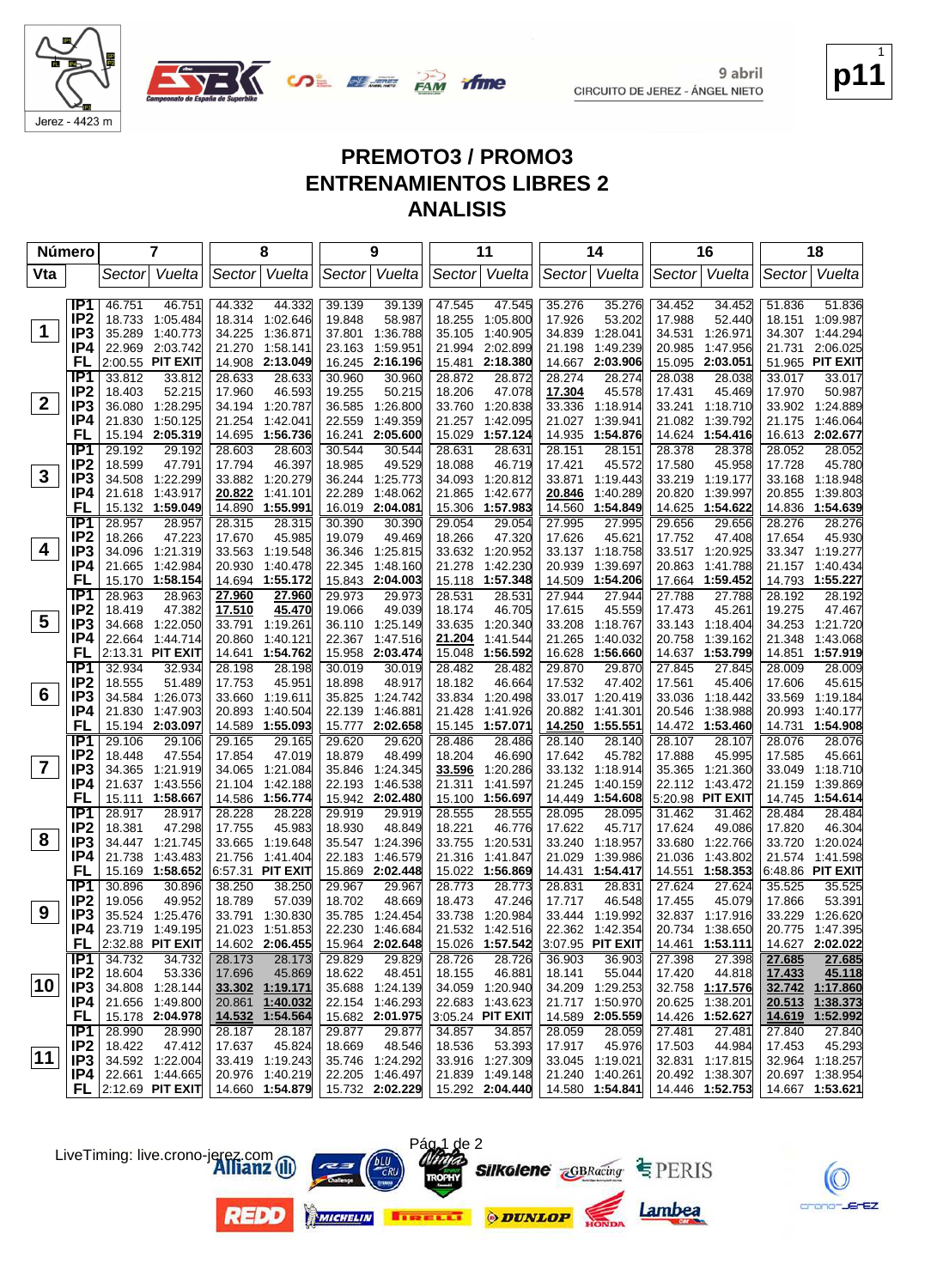Jerez - 4423 m

9 abril
CIRCUITO DE JEREZ - ÁNGEL NIETO

p11

# PREMOTO3 / PROMO3
# ENTRENAMIENTOS LIBRES 2
# ANALISIS

| Número | | 7 | | 8 | | 9 | | 11 | | 14 | | 16 | | 18 | |
|---|---|---|---|---|---|---|---|---|---|---|---|---|---|---|---|
| Vta | | Sector | Vuelta | Sector | Vuelta | Sector | Vuelta | Sector | Vuelta | Sector | Vuelta | Sector | Vuelta | Sector | Vuelta |
| 1 | IP1 | 46.751 | 46.751 | 44.332 | 44.332 | 39.139 | 39.139 | 47.545 | 47.545 | 35.276 | 35.276 | 34.452 | 34.452 | 51.836 | 51.836 |
| | IP2 | 18.733 | 1:05.484 | 18.314 | 1:02.646 | 19.848 | 58.987 | 18.255 | 1:05.800 | 17.926 | 53.202 | 17.988 | 52.440 | 18.151 | 1:09.987 |
| | IP3 | 35.289 | 1:40.773 | 34.225 | 1:36.871 | 37.801 | 1:36.788 | 35.105 | 1:40.905 | 34.839 | 1:28.041 | 34.531 | 1:26.971 | 34.307 | 1:44.294 |
| | IP4 | 22.969 | 2:03.742 | 21.270 | 1:58.141 | 23.163 | 1:59.951 | 21.994 | 2:02.899 | 21.198 | 1:49.239 | 20.985 | 1:47.956 | 21.731 | 2:06.025 |
| | FL | 2:00.55 | PIT EXIT | 14.908 | 2:13.049 | 16.245 | 2:16.196 | 15.481 | 2:18.380 | 14.667 | 2:03.906 | 15.095 | 2:03.051 | 51.965 | PIT EXIT |
| 2 | IP1 | 33.812 | 33.812 | 28.633 | 28.633 | 30.960 | 30.960 | 28.872 | 28.872 | 28.274 | 28.274 | 28.038 | 28.038 | 33.017 | 33.017 |
| | IP2 | 18.403 | 52.215 | 17.960 | 46.593 | 19.255 | 50.215 | 18.206 | 47.078 | **17.304** | 45.578 | 17.431 | 45.469 | 17.970 | 50.987 |
| | IP3 | 36.080 | 1:28.295 | 34.194 | 1:20.787 | 36.585 | 1:26.800 | 33.760 | 1:20.838 | 33.336 | 1:18.914 | 33.241 | 1:18.710 | 33.902 | 1:24.889 |
| | IP4 | 21.830 | 1:50.125 | 21.254 | 1:42.041 | 22.559 | 1:49.359 | 21.257 | 1:42.095 | 21.027 | 1:39.941 | 21.082 | 1:39.792 | 21.175 | 1:46.064 |
| | FL | 15.194 | 2:05.319 | 14.695 | 1:56.736 | 16.241 | 2:05.600 | 15.029 | 1:57.124 | 14.935 | 1:54.876 | 14.624 | 1:54.416 | 16.613 | 2:02.677 |
| 3 | IP1 | 29.192 | 29.192 | 28.603 | 28.603 | 30.544 | 30.544 | 28.631 | 28.631 | 28.151 | 28.151 | 28.378 | 28.378 | 28.052 | 28.052 |
| | IP2 | 18.599 | 47.791 | 17.794 | 46.397 | 18.985 | 49.529 | 18.088 | 46.719 | 17.421 | 45.572 | 17.580 | 45.958 | 17.728 | 45.780 |
| | IP3 | 34.508 | 1:22.299 | 33.882 | 1:20.279 | 36.244 | 1:25.773 | 34.093 | 1:20.812 | 33.871 | 1:19.443 | 33.219 | 1:19.177 | 33.168 | 1:18.948 |
| | IP4 | 21.618 | 1:43.917 | **20.822** | 1:41.101 | 22.289 | 1:48.062 | 21.865 | 1:42.677 | **20.846** | 1:40.289 | 20.820 | 1:39.997 | 20.855 | 1:39.803 |
| | FL | 15.132 | 1:59.049 | 14.890 | 1:55.991 | 16.019 | 2:04.081 | 15.306 | 1:57.983 | 14.560 | 1:54.849 | 14.625 | 1:54.622 | 14.836 | 1:54.639 |
| 4 | IP1 | 28.957 | 28.957 | 28.315 | 28.315 | 30.390 | 30.390 | 29.054 | 29.054 | 27.995 | 27.995 | 29.656 | 29.656 | 28.276 | 28.276 |
| | IP2 | 18.266 | 47.223 | 17.670 | 45.985 | 19.079 | 49.469 | 18.266 | 47.320 | 17.626 | 45.621 | 17.752 | 47.408 | 17.654 | 45.930 |
| | IP3 | 34.096 | 1:21.319 | 33.563 | 1:19.548 | 36.346 | 1:25.815 | 33.632 | 1:20.952 | 33.137 | 1:18.758 | 33.517 | 1:20.925 | 33.347 | 1:19.277 |
| | IP4 | 21.665 | 1:42.984 | 20.930 | 1:40.478 | 22.345 | 1:48.160 | 21.278 | 1:42.230 | 20.939 | 1:39.697 | 20.863 | 1:41.788 | 21.157 | 1:40.434 |
| | FL | 15.170 | 1:58.154 | 14.694 | 1:55.172 | 15.843 | 2:04.003 | 15.118 | 1:57.348 | 14.509 | 1:54.206 | 17.664 | 1:59.452 | 14.793 | 1:55.227 |
| 5 | IP1 | 28.963 | 28.963 | **27.960** | **27.960** | 29.973 | 29.973 | 28.531 | 28.531 | 27.944 | 27.944 | 27.788 | 27.788 | 28.192 | 28.192 |
| | IP2 | 18.419 | 47.382 | **17.510** | **45.470** | 19.066 | 49.039 | 18.174 | 46.705 | 17.615 | 45.559 | 17.473 | 45.261 | 19.275 | 47.467 |
| | IP3 | 34.668 | 1:22.050 | 33.791 | 1:19.261 | 36.110 | 1:25.149 | 33.635 | 1:20.340 | 33.208 | 1:18.767 | 33.143 | 1:18.404 | 34.253 | 1:21.720 |
| | IP4 | 22.664 | 1:44.714 | 20.860 | 1:40.121 | 22.367 | 1:47.516 | **21.204** | 1:41.544 | 21.265 | 1:40.032 | 20.758 | 1:39.162 | 21.348 | 1:43.068 |
| | FL | 2:13.31 | PIT EXIT | 14.641 | 1:54.762 | 15.958 | 2:03.474 | 15.048 | 1:56.592 | 16.628 | 1:56.660 | 14.637 | 1:53.799 | 14.851 | 1:57.919 |
| 6 | IP1 | 32.934 | 32.934 | 28.198 | 28.198 | 30.019 | 30.019 | 28.482 | 28.482 | 29.870 | 29.870 | 27.845 | 27.845 | 28.009 | 28.009 |
| | IP2 | 18.555 | 51.489 | 17.753 | 45.951 | 18.898 | 48.917 | 18.182 | 46.664 | 17.532 | 47.402 | 17.561 | 45.406 | 17.606 | 45.615 |
| | IP3 | 34.584 | 1:26.073 | 33.660 | 1:19.611 | 35.825 | 1:24.742 | 33.834 | 1:20.498 | 33.017 | 1:20.419 | 33.036 | 1:18.442 | 33.569 | 1:19.184 |
| | IP4 | 21.830 | 1:47.903 | 20.893 | 1:40.504 | 22.139 | 1:46.881 | 21.428 | 1:41.926 | 20.882 | 1:41.301 | 20.546 | 1:38.988 | 20.993 | 1:40.177 |
| | FL | 15.194 | 2:03.097 | 14.589 | 1:55.093 | 15.777 | 2:02.658 | 15.145 | 1:57.071 | **14.250** | 1:55.551 | 14.472 | 1:53.460 | 14.731 | 1:54.908 |
| 7 | IP1 | 29.106 | 29.106 | 29.165 | 29.165 | 29.620 | 29.620 | 28.486 | 28.486 | 28.140 | 28.140 | 28.107 | 28.107 | 28.076 | 28.076 |
| | IP2 | 18.448 | 47.554 | 17.854 | 47.019 | 18.879 | 48.499 | 18.204 | 46.690 | 17.642 | 45.782 | 17.888 | 45.995 | 17.585 | 45.661 |
| | IP3 | 34.365 | 1:21.919 | 34.065 | 1:21.084 | 35.846 | 1:24.345 | **33.596** | 1:20.286 | 33.132 | 1:18.914 | 35.365 | 1:21.360 | 33.049 | 1:18.710 |
| | IP4 | 21.637 | 1:43.556 | 21.104 | 1:42.188 | 22.193 | 1:46.538 | 21.311 | 1:41.597 | 21.245 | 1:40.159 | 22.112 | 1:43.472 | 21.159 | 1:39.869 |
| | FL | 15.111 | 1:58.667 | 14.586 | 1:56.774 | 15.942 | 2:02.480 | 15.100 | 1:56.697 | 14.449 | 1:54.608 | 5:20.98 | PIT EXIT | 14.745 | 1:54.614 |
| 8 | IP1 | 28.917 | 28.917 | 28.228 | 28.228 | 29.919 | 29.919 | 28.555 | 28.555 | 28.095 | 28.095 | 31.462 | 31.462 | 28.484 | 28.484 |
| | IP2 | 18.381 | 47.298 | 17.755 | 45.983 | 18.930 | 48.849 | 18.221 | 46.776 | 17.622 | 45.717 | 17.624 | 49.086 | 17.820 | 46.304 |
| | IP3 | 34.447 | 1:21.745 | 33.665 | 1:19.648 | 35.547 | 1:24.396 | 33.755 | 1:20.531 | 33.240 | 1:18.957 | 33.680 | 1:22.766 | 33.720 | 1:20.024 |
| | IP4 | 21.738 | 1:43.483 | 21.756 | 1:41.404 | 22.183 | 1:46.579 | 21.316 | 1:41.847 | 21.029 | 1:39.986 | 21.036 | 1:43.802 | 21.574 | 1:41.598 |
| | FL | 15.169 | 1:58.652 | 6:57.31 | PIT EXIT | 15.869 | 2:02.448 | 15.022 | 1:56.869 | 14.431 | 1:54.417 | 14.551 | 1:58.353 | 6:48.86 | PIT EXIT |
| 9 | IP1 | 30.896 | 30.896 | 38.250 | 38.250 | 29.967 | 29.967 | 28.773 | 28.773 | 28.831 | 28.831 | 27.624 | 27.624 | 35.525 | 35.525 |
| | IP2 | 19.056 | 49.952 | 18.789 | 57.039 | 18.702 | 48.669 | 18.473 | 47.246 | 17.717 | 46.548 | 17.455 | 45.079 | 17.866 | 53.391 |
| | IP3 | 35.524 | 1:25.476 | 33.791 | 1:30.830 | 35.785 | 1:24.454 | 33.738 | 1:20.984 | 33.444 | 1:19.992 | 32.837 | 1:17.916 | 33.229 | 1:26.620 |
| | IP4 | 23.719 | 1:49.195 | 21.023 | 1:51.853 | 22.230 | 1:46.684 | 21.532 | 1:42.516 | 22.362 | 1:42.354 | 20.734 | 1:38.650 | 20.775 | 1:47.395 |
| | FL | 2:32.88 | PIT EXIT | 14.602 | 2:06.455 | 15.964 | 2:02.648 | 15.026 | 1:57.542 | 3:07.95 | PIT EXIT | 14.461 | 1:53.111 | 14.627 | 2:02.022 |
| 10 | IP1 | 34.732 | 34.732 | 28.173 | 28.173 | 29.829 | 29.829 | 28.726 | 28.726 | 36.903 | 36.903 | 27.398 | 27.398 | **27.685** | **27.685** |
| | IP2 | 18.604 | 53.336 | 17.696 | 45.869 | 18.622 | 48.451 | 18.155 | 46.881 | 18.141 | 55.044 | 17.420 | 44.818 | **17.433** | **45.118** |
| | IP3 | 34.808 | 1:28.144 | **33.302** | **1:19.171** | 35.688 | 1:24.139 | 34.059 | 1:20.940 | 34.209 | 1:29.253 | 32.758 | **1:17.576** | **32.742** | **1:17.860** |
| | IP4 | 21.656 | 1:49.800 | 20.861 | **1:40.032** | 22.154 | 1:46.293 | 22.683 | 1:43.623 | 21.717 | 1:50.970 | 20.625 | 1:38.201 | **20.513** | **1:38.373** |
| | FL | 15.178 | 2:04.978 | **14.532** | **1:54.564** | 15.682 | 2:01.975 | 3:05.24 | PIT EXIT | 14.589 | 2:05.559 | 14.426 | 1:52.627 | **14.619** | **1:52.992** |
| 11 | IP1 | 28.990 | 28.990 | 28.187 | 28.187 | 29.877 | 29.877 | 34.857 | 34.857 | 28.059 | 28.059 | 27.481 | 27.481 | 27.840 | 27.840 |
| | IP2 | 18.422 | 47.412 | 17.637 | 45.824 | 18.669 | 48.546 | 18.536 | 53.393 | 17.917 | 45.976 | 17.503 | 44.984 | 17.453 | 45.293 |
| | IP3 | 34.592 | 1:22.004 | 33.419 | 1:19.243 | 35.746 | 1:24.292 | 33.916 | 1:27.309 | 33.045 | 1:19.021 | 32.831 | 1:17.815 | 32.964 | 1:18.257 |
| | IP4 | 22.661 | 1:44.665 | 20.976 | 1:40.219 | 22.205 | 1:46.497 | 21.839 | 1:49.148 | 21.240 | 1:40.261 | 20.492 | 1:38.307 | 20.697 | 1:38.954 |
| | FL | 2:12.69 | PIT EXIT | 14.660 | 1:54.879 | 15.732 | 2:02.229 | 15.292 | 2:04.440 | 14.580 | 1:54.841 | 14.446 | 1:52.753 | 14.667 | 1:53.621 |

LiveTiming: live.crono-jerez.com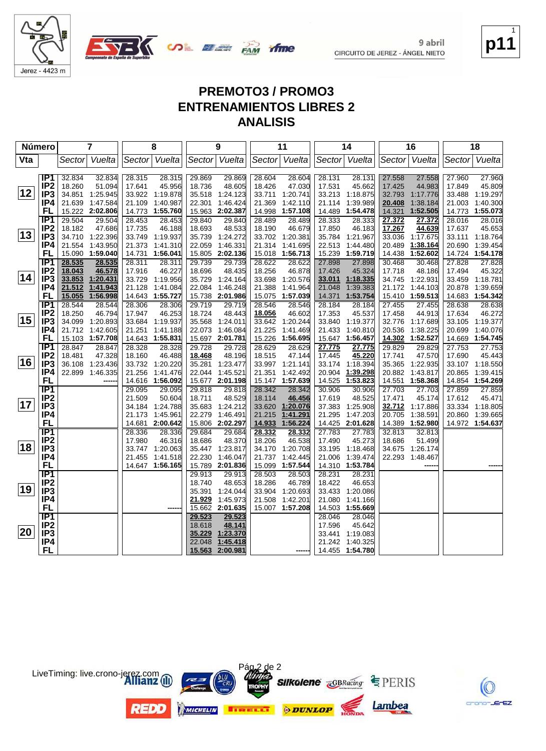9 abril
CIRCUITO DE JEREZ - ÁNGEL NIETO

p11

Jerez - 4423 m

# PREMOTO3 / PROMO3
## ENTRENAMIENTOS LIBRES 2
## ANALISIS

| Número | | 7 | | 8 | | 9 | | 11 | | 14 | | 16 | | 18 | |
|---|---|---|---|---|---|---|---|---|---|---|---|---|---|---|---|
| Vta | | Sector | Vuelta | Sector | Vuelta | Sector | Vuelta | Sector | Vuelta | Sector | Vuelta | Sector | Vuelta | Sector | Vuelta |
| 12 | IP1 | 32.834 | 32.834 | 28.315 | 28.315 | 29.869 | 29.869 | 28.604 | 28.604 | 28.131 | 28.131 | 27.558 | 27.558 | 27.960 | 27.960 |
| | IP2 | 18.260 | 51.094 | 17.641 | 45.956 | 18.736 | 48.605 | 18.426 | 47.030 | 17.531 | 45.662 | 17.425 | 44.983 | 17.849 | 45.809 |
| | IP3 | 34.851 | 1:25.945 | 33.922 | 1:19.878 | 35.518 | 1:24.123 | 33.711 | 1:20.741 | 33.213 | 1:18.875 | 32.793 | 1:17.776 | 33.488 | 1:19.297 |
| | IP4 | 21.639 | 1:47.584 | 21.109 | 1:40.987 | 22.301 | 1:46.424 | 21.369 | 1:42.110 | 21.114 | 1:39.989 | 20.408 | 1:38.184 | 21.003 | 1:40.300 |
| | FL | 15.222 | **2:02.806** | 14.773 | **1:55.760** | 15.963 | **2:02.387** | 14.998 | **1:57.108** | 14.489 | **1:54.478** | 14.321 | **1:52.505** | 14.773 | **1:55.073** |
| 13 | IP1 | 29.504 | 29.504 | 28.453 | 28.453 | 29.840 | 29.840 | 28.489 | 28.489 | 28.333 | 28.333 | 27.372 | 27.372 | 28.016 | 28.016 |
| | IP2 | 18.182 | 47.686 | 17.735 | 46.188 | 18.693 | 48.533 | 18.190 | 46.679 | 17.850 | 46.183 | 17.267 | 44.639 | 17.637 | 45.653 |
| | IP3 | 34.710 | 1:22.396 | 33.749 | 1:19.937 | 35.739 | 1:24.272 | 33.702 | 1:20.381 | 35.784 | 1:21.967 | 33.036 | 1:17.675 | 33.111 | 1:18.764 |
| | IP4 | 21.554 | 1:43.950 | 21.373 | 1:41.310 | 22.059 | 1:46.331 | 21.314 | 1:41.695 | 22.513 | 1:44.480 | 20.489 | 1:38.164 | 20.690 | 1:39.454 |
| | FL | 15.090 | **1:59.040** | 14.731 | **1:56.041** | 15.805 | **2:02.136** | 15.018 | **1:56.713** | 15.239 | **1:59.719** | 14.438 | **1:52.602** | 14.724 | **1:54.178** |
| 14 | IP1 | 28.535 | 28.535 | 28.311 | 28.311 | 29.739 | 29.739 | 28.622 | 28.622 | 27.898 | 27.898 | 30.468 | 30.468 | 27.828 | 27.828 |
| | IP2 | 18.043 | 46.578 | 17.916 | 46.227 | 18.696 | 48.435 | 18.256 | 46.878 | 17.426 | 45.324 | 17.718 | 48.186 | 17.494 | 45.322 |
| | IP3 | 33.853 | 1:20.431 | 33.729 | 1:19.956 | 35.729 | 1:24.164 | 33.698 | 1:20.576 | 33.011 | 1:18.335 | 34.745 | 1:22.931 | 33.459 | 1:18.781 |
| | IP4 | 21.512 | 1:41.943 | 21.128 | 1:41.084 | 22.084 | 1:46.248 | 21.388 | 1:41.964 | 21.048 | 1:39.383 | 21.172 | 1:44.103 | 20.878 | 1:39.659 |
| | FL | 15.055 | **1:56.998** | 14.643 | **1:55.727** | 15.738 | **2:01.986** | 15.075 | **1:57.039** | 14.371 | **1:53.754** | 15.410 | **1:59.513** | 14.683 | **1:54.342** |
| 15 | IP1 | 28.544 | 28.544 | 28.306 | 28.306 | 29.719 | 29.719 | 28.546 | 28.546 | 28.184 | 28.184 | 27.455 | 27.455 | 28.638 | 28.638 |
| | IP2 | 18.250 | 46.794 | 17.947 | 46.253 | 18.724 | 48.443 | 18.056 | 46.602 | 17.353 | 45.537 | 17.458 | 44.913 | 17.634 | 46.272 |
| | IP3 | 34.099 | 1:20.893 | 33.684 | 1:19.937 | 35.568 | 1:24.011 | 33.642 | 1:20.244 | 33.840 | 1:19.377 | 32.776 | 1:17.689 | 33.105 | 1:19.377 |
| | IP4 | 21.712 | 1:42.605 | 21.251 | 1:41.188 | 22.073 | 1:46.084 | 21.225 | 1:41.469 | 21.433 | 1:40.810 | 20.536 | 1:38.225 | 20.699 | 1:40.076 |
| | FL | 15.103 | **1:57.708** | 14.643 | **1:55.831** | 15.697 | **2:01.781** | 15.226 | **1:56.695** | 15.647 | **1:56.457** | 14.302 | **1:52.527** | 14.669 | **1:54.745** |
| 16 | IP1 | 28.847 | 28.847 | 28.328 | 28.328 | 29.728 | 29.728 | 28.629 | 28.629 | 27.775 | 27.775 | 29.829 | 29.829 | 27.753 | 27.753 |
| | IP2 | 18.481 | 47.328 | 18.160 | 46.488 | 18.468 | 48.196 | 18.515 | 47.144 | 17.445 | 45.220 | 17.741 | 47.570 | 17.690 | 45.443 |
| | IP3 | 36.108 | 1:23.436 | 33.732 | 1:20.220 | 35.281 | 1:23.477 | 33.997 | 1:21.141 | 33.174 | 1:18.394 | 35.365 | 1:22.935 | 33.107 | 1:18.550 |
| | IP4 | 22.899 | 1:46.335 | 21.256 | 1:41.476 | 22.044 | 1:45.521 | 21.351 | 1:42.492 | 20.904 | 1:39.298 | 20.882 | 1:43.817 | 20.865 | 1:39.415 |
| | FL | | ------ | 14.616 | **1:56.092** | 15.677 | **2:01.198** | 15.147 | **1:57.639** | 14.525 | **1:53.823** | 14.551 | **1:58.368** | 14.854 | **1:54.269** |
| 17 | IP1 | | | 29.095 | 29.095 | 29.818 | 29.818 | 28.342 | 28.342 | 30.906 | 30.906 | 27.703 | 27.703 | 27.859 | 27.859 |
| | IP2 | | | 21.509 | 50.604 | 18.711 | 48.529 | 18.114 | 46.456 | 17.619 | 48.525 | 17.471 | 45.174 | 17.612 | 45.471 |
| | IP3 | | | 34.184 | 1:24.788 | 35.683 | 1:24.212 | 33.620 | 1:20.076 | 37.383 | 1:25.908 | 32.712 | 1:17.886 | 33.334 | 1:18.805 |
| | IP4 | | | 21.173 | 1:45.961 | 22.279 | 1:46.491 | 21.215 | 1:41.291 | 21.295 | 1:47.203 | 20.705 | 1:38.591 | 20.860 | 1:39.665 |
| | FL | | | 14.681 | **2:00.642** | 15.806 | **2:02.297** | 14.933 | **1:56.224** | 14.425 | **2:01.628** | 14.389 | **1:52.980** | 14.972 | **1:54.637** |
| 18 | IP1 | | | 28.336 | 28.336 | 29.684 | 29.684 | 28.332 | 28.332 | 27.783 | 27.783 | 32.813 | 32.813 | | |
| | IP2 | | | 17.980 | 46.316 | 18.686 | 48.370 | 18.206 | 46.538 | 17.490 | 45.273 | 18.686 | 51.499 | | |
| | IP3 | | | 33.747 | 1:20.063 | 35.447 | 1:23.817 | 34.170 | 1:20.708 | 33.195 | 1:18.468 | 34.675 | 1:26.174 | | |
| | IP4 | | | 21.455 | 1:41.518 | 22.230 | 1:46.047 | 21.737 | 1:42.445 | 21.006 | 1:39.474 | 22.293 | 1:48.467 | | |
| | FL | | | 14.647 | **1:56.165** | 15.789 | **2:01.836** | 15.099 | **1:57.544** | 14.310 | **1:53.784** | | ------ | | ------ |
| 19 | IP1 | | | | | 29.913 | 29.913 | 28.503 | 28.503 | 28.231 | 28.231 | | | | |
| | IP2 | | | | | 18.740 | 48.653 | 18.286 | 46.789 | 18.422 | 46.653 | | | | |
| | IP3 | | | | | 35.391 | 1:24.044 | 33.904 | 1:20.693 | 33.433 | 1:20.086 | | | | |
| | IP4 | | | | | 21.929 | 1:45.973 | 21.508 | 1:42.201 | 21.080 | 1:41.166 | | | | |
| | FL | | | | ------ | 15.662 | **2:01.635** | 15.007 | **1:57.208** | 14.503 | **1:55.669** | | | | |
| 20 | IP1 | | | | | 29.523 | 29.523 | | | 28.046 | 28.046 | | | | |
| | IP2 | | | | | 18.618 | 48.141 | | | 17.596 | 45.642 | | | | |
| | IP3 | | | | | 35.229 | 1:23.370 | | | 33.441 | 1:19.083 | | | | |
| | IP4 | | | | | 22.048 | 1:45.418 | | | 21.242 | 1:40.325 | | | | |
| | FL | | | | | 15.563 | **2:00.981** | | ------ | 14.455 | **1:54.780** | | | | |

LiveTiming: live.crono-jerez.com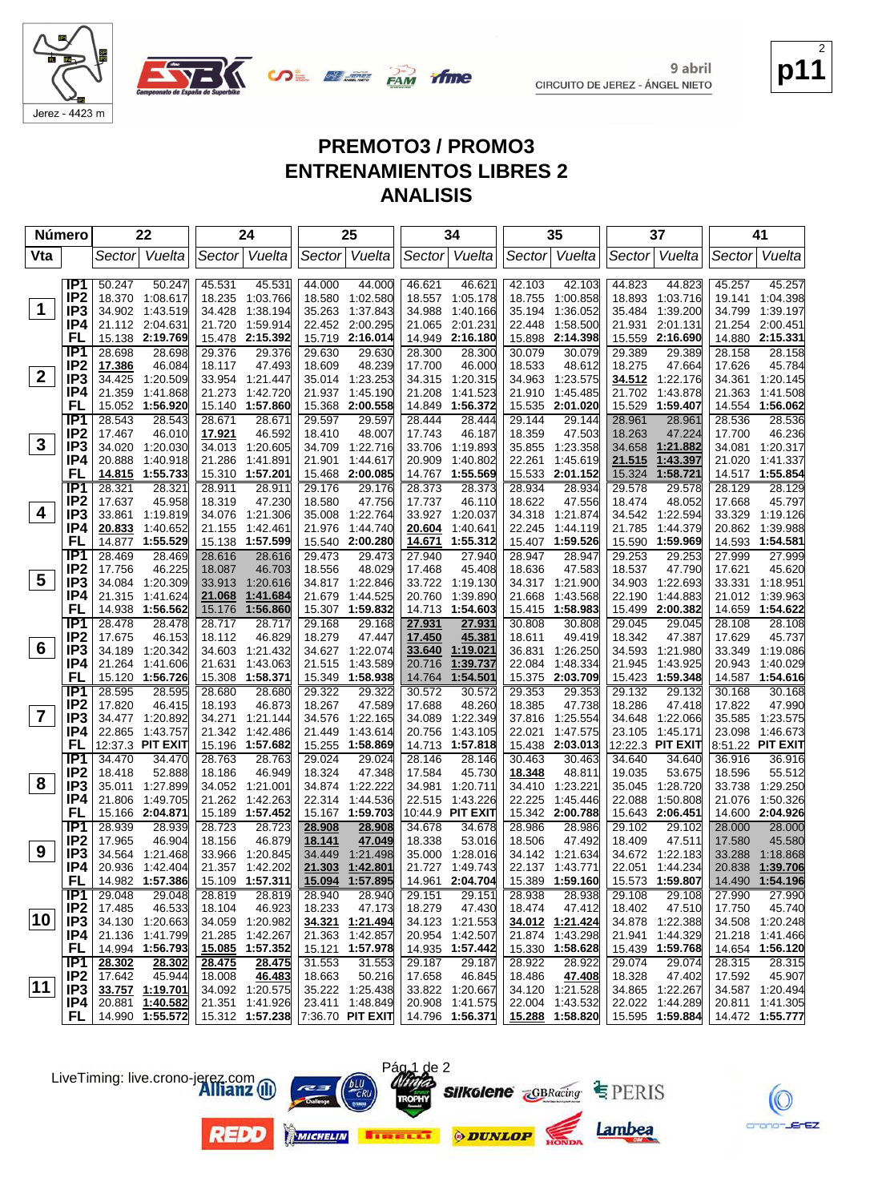Jerez - 4423 m

9 abril
CIRCUITO DE JEREZ - ÁNGEL NIETO

# PREMOTO3 / PROMO3
# ENTRENAMIENTOS LIBRES 2
# ANALISIS

| Número | | 22 | | 24 | | 25 | | 34 | | 35 | | 37 | | 41 | |
|---|---|---|---|---|---|---|---|---|---|---|---|---|---|---|---|
| Vta | | Sector | Vuelta | Sector | Vuelta | Sector | Vuelta | Sector | Vuelta | Sector | Vuelta | Sector | Vuelta | Sector | Vuelta |
| 1 | IP1 | 50.247 | 50.247 | 45.531 | 45.531 | 44.000 | 44.000 | 46.621 | 46.621 | 42.103 | 42.103 | 44.823 | 44.823 | 45.257 | 45.257 |
| | IP2 | 18.370 | 1:08.617 | 18.235 | 1:03.766 | 18.580 | 1:02.580 | 18.557 | 1:05.178 | 18.755 | 1:00.858 | 18.893 | 1:03.716 | 19.141 | 1:04.398 |
| | IP3 | 34.902 | 1:43.519 | 34.428 | 1:38.194 | 35.263 | 1:37.843 | 34.988 | 1:40.166 | 35.194 | 1:36.052 | 35.484 | 1:39.200 | 34.799 | 1:39.197 |
| | IP4 | 21.112 | 2:04.631 | 21.720 | 1:59.914 | 22.452 | 2:00.295 | 21.065 | 2:01.231 | 22.448 | 1:58.500 | 21.931 | 2:01.131 | 21.254 | 2:00.451 |
| | FL | 15.138 | 2:19.769 | 15.478 | 2:15.392 | 15.719 | 2:16.014 | 14.949 | 2:16.180 | 15.898 | 2:14.398 | 15.559 | 2:16.690 | 14.880 | 2:15.331 |
| 2 | IP1 | 28.698 | 28.698 | 29.376 | 29.376 | 29.630 | 29.630 | 28.300 | 28.300 | 30.079 | 30.079 | 29.389 | 29.389 | 28.158 | 28.158 |
| | IP2 | 17.386 | 46.084 | 18.117 | 47.493 | 18.609 | 48.239 | 17.700 | 46.000 | 18.533 | 48.612 | 18.275 | 47.664 | 17.626 | 45.784 |
| | IP3 | 34.425 | 1:20.509 | 33.954 | 1:21.447 | 35.014 | 1:23.253 | 34.315 | 1:20.315 | 34.963 | 1:23.575 | 34.512 | 1:22.176 | 34.361 | 1:20.145 |
| | IP4 | 21.359 | 1:41.868 | 21.273 | 1:42.720 | 21.937 | 1:45.190 | 21.208 | 1:41.523 | 21.910 | 1:45.485 | 21.702 | 1:43.878 | 21.363 | 1:41.508 |
| | FL | 15.052 | 1:56.920 | 15.140 | 1:57.860 | 15.368 | 2:00.558 | 14.849 | 1:56.372 | 15.535 | 2:01.020 | 15.529 | 1:59.407 | 14.554 | 1:56.062 |
| 3 | IP1 | 28.543 | 28.543 | 28.671 | 28.671 | 29.597 | 29.597 | 28.444 | 28.444 | 29.144 | 29.144 | 28.961 | 28.961 | 28.536 | 28.536 |
| | IP2 | 17.467 | 46.010 | 17.921 | 46.592 | 18.410 | 48.007 | 17.743 | 46.187 | 18.359 | 47.503 | 18.263 | 47.224 | 17.700 | 46.236 |
| | IP3 | 34.020 | 1:20.030 | 34.013 | 1:20.605 | 34.709 | 1:22.716 | 33.706 | 1:19.893 | 35.855 | 1:23.358 | 34.658 | 1:21.882 | 34.081 | 1:20.317 |
| | IP4 | 20.888 | 1:40.918 | 21.286 | 1:41.891 | 21.901 | 1:44.617 | 20.909 | 1:40.802 | 22.261 | 1:45.619 | 21.515 | 1:43.397 | 21.020 | 1:41.337 |
| | FL | 14.815 | 1:55.733 | 15.310 | 1:57.201 | 15.468 | 2:00.085 | 14.767 | 1:55.569 | 15.533 | 2:01.152 | 15.324 | 1:58.721 | 14.517 | 1:55.854 |
| 4 | IP1 | 28.321 | 28.321 | 28.911 | 28.911 | 29.176 | 29.176 | 28.373 | 28.373 | 28.934 | 28.934 | 29.578 | 29.578 | 28.129 | 28.129 |
| | IP2 | 17.637 | 45.958 | 18.319 | 47.230 | 18.580 | 47.756 | 17.737 | 46.110 | 18.622 | 47.556 | 18.474 | 48.052 | 17.668 | 45.797 |
| | IP3 | 33.861 | 1:19.819 | 34.076 | 1:21.306 | 35.008 | 1:22.764 | 33.927 | 1:20.037 | 34.318 | 1:21.874 | 34.542 | 1:22.594 | 33.329 | 1:19.126 |
| | IP4 | 20.833 | 1:40.652 | 21.155 | 1:42.461 | 21.976 | 1:44.740 | 20.604 | 1:40.641 | 22.245 | 1:44.119 | 21.785 | 1:44.379 | 20.862 | 1:39.988 |
| | FL | 14.877 | 1:55.529 | 15.138 | 1:57.599 | 15.540 | 2:00.280 | 14.671 | 1:55.312 | 15.407 | 1:59.526 | 15.590 | 1:59.969 | 14.593 | 1:54.581 |
| 5 | IP1 | 28.469 | 28.469 | 28.616 | 28.616 | 29.473 | 29.473 | 27.940 | 27.940 | 28.947 | 28.947 | 29.253 | 29.253 | 27.999 | 27.999 |
| | IP2 | 17.756 | 46.225 | 18.087 | 46.703 | 18.556 | 48.029 | 17.468 | 45.408 | 18.636 | 47.583 | 18.537 | 47.790 | 17.621 | 45.620 |
| | IP3 | 34.084 | 1:20.309 | 33.913 | 1:20.616 | 34.817 | 1:22.846 | 33.722 | 1:19.130 | 34.317 | 1:21.900 | 34.903 | 1:22.693 | 33.331 | 1:18.951 |
| | IP4 | 21.315 | 1:41.624 | 21.068 | 1:41.684 | 21.679 | 1:44.525 | 20.760 | 1:39.890 | 21.668 | 1:43.568 | 22.190 | 1:44.883 | 21.012 | 1:39.963 |
| | FL | 14.938 | 1:56.562 | 15.176 | 1:56.860 | 15.307 | 1:59.832 | 14.713 | 1:54.603 | 15.415 | 1:58.983 | 15.499 | 2:00.382 | 14.659 | 1:54.622 |
| 6 | IP1 | 28.478 | 28.478 | 28.717 | 28.717 | 29.168 | 29.168 | 27.931 | 27.931 | 30.808 | 30.808 | 29.045 | 29.045 | 28.108 | 28.108 |
| | IP2 | 17.675 | 46.153 | 18.112 | 46.829 | 18.279 | 47.447 | 17.450 | 45.381 | 18.611 | 49.419 | 18.342 | 47.387 | 17.629 | 45.737 |
| | IP3 | 34.189 | 1:20.342 | 34.603 | 1:21.432 | 34.627 | 1:22.074 | 33.640 | 1:19.021 | 36.831 | 1:26.250 | 34.593 | 1:21.980 | 33.349 | 1:19.086 |
| | IP4 | 21.264 | 1:41.606 | 21.631 | 1:43.063 | 21.515 | 1:43.589 | 20.716 | 1:39.737 | 22.084 | 1:48.334 | 21.945 | 1:43.925 | 20.943 | 1:40.029 |
| | FL | 15.120 | 1:56.726 | 15.308 | 1:58.371 | 15.349 | 1:58.938 | 14.764 | 1:54.501 | 15.375 | 2:03.709 | 15.423 | 1:59.348 | 14.587 | 1:54.616 |
| 7 | IP1 | 28.595 | 28.595 | 28.680 | 28.680 | 29.322 | 29.322 | 30.572 | 30.572 | 29.353 | 29.353 | 29.132 | 29.132 | 30.168 | 30.168 |
| | IP2 | 17.820 | 46.415 | 18.193 | 46.873 | 18.267 | 47.589 | 17.688 | 48.260 | 18.385 | 47.738 | 18.286 | 47.418 | 17.822 | 47.990 |
| | IP3 | 34.477 | 1:20.892 | 34.271 | 1:21.144 | 34.576 | 1:22.165 | 34.089 | 1:22.349 | 37.816 | 1:25.554 | 34.648 | 1:22.066 | 35.585 | 1:23.575 |
| | IP4 | 22.865 | 1:43.757 | 21.342 | 1:42.486 | 21.449 | 1:43.614 | 20.756 | 1:43.105 | 22.021 | 1:47.575 | 23.105 | 1:45.171 | 23.098 | 1:46.673 |
| | FL | 12:37.3 | PIT EXIT | 15.196 | 1:57.682 | 15.255 | 1:58.869 | 14.713 | 1:57.818 | 15.438 | 2:03.013 | 12:22.3 | PIT EXIT | 8:51.22 | PIT EXIT |
| 8 | IP1 | 34.470 | 34.470 | 28.763 | 28.763 | 29.024 | 29.024 | 28.146 | 28.146 | 30.463 | 30.463 | 34.640 | 34.640 | 36.916 | 36.916 |
| | IP2 | 18.418 | 52.888 | 18.186 | 46.949 | 18.324 | 47.348 | 17.584 | 45.730 | 18.348 | 48.811 | 19.035 | 53.675 | 18.596 | 55.512 |
| | IP3 | 35.011 | 1:27.899 | 34.052 | 1:21.001 | 34.874 | 1:22.222 | 34.981 | 1:20.711 | 34.410 | 1:23.221 | 35.045 | 1:28.720 | 33.738 | 1:29.250 |
| | IP4 | 21.806 | 1:49.705 | 21.262 | 1:42.263 | 22.314 | 1:44.536 | 22.515 | 1:43.226 | 22.225 | 1:45.446 | 22.088 | 1:50.808 | 21.076 | 1:50.326 |
| | FL | 15.166 | 2:04.871 | 15.189 | 1:57.452 | 15.167 | 1:59.703 | 10:44.9 | PIT EXIT | 15.342 | 2:00.788 | 15.643 | 2:06.451 | 14.600 | 2:04.926 |
| 9 | IP1 | 28.939 | 28.939 | 28.723 | 28.723 | 28.908 | 28.908 | 34.678 | 34.678 | 28.986 | 28.986 | 29.102 | 29.102 | 28.000 | 28.000 |
| | IP2 | 17.965 | 46.904 | 18.156 | 46.879 | 18.141 | 47.049 | 18.338 | 53.016 | 18.506 | 47.492 | 18.409 | 47.511 | 17.580 | 45.580 |
| | IP3 | 34.564 | 1:21.468 | 33.966 | 1:20.845 | 34.449 | 1:21.498 | 35.000 | 1:28.016 | 34.142 | 1:21.634 | 34.672 | 1:22.183 | 33.288 | 1:18.868 |
| | IP4 | 20.936 | 1:42.404 | 21.357 | 1:42.202 | 21.303 | 1:42.801 | 21.727 | 1:49.743 | 22.137 | 1:43.771 | 22.051 | 1:44.234 | 20.838 | 1:39.706 |
| | FL | 14.982 | 1:57.386 | 15.109 | 1:57.311 | 15.094 | 1:57.895 | 14.961 | 2:04.704 | 15.389 | 1:59.160 | 15.573 | 1:59.807 | 14.490 | 1:54.196 |
| 10 | IP1 | 29.048 | 29.048 | 28.819 | 28.819 | 28.940 | 28.940 | 29.151 | 29.151 | 28.938 | 28.938 | 29.108 | 29.108 | 27.990 | 27.990 |
| | IP2 | 17.485 | 46.533 | 18.104 | 46.923 | 18.233 | 47.173 | 18.279 | 47.430 | 18.474 | 47.412 | 18.402 | 47.510 | 17.750 | 45.740 |
| | IP3 | 34.130 | 1:20.663 | 34.059 | 1:20.982 | 34.321 | 1:21.494 | 34.123 | 1:21.553 | 34.012 | 1:21.424 | 34.878 | 1:22.388 | 34.508 | 1:20.248 |
| | IP4 | 21.136 | 1:41.799 | 21.285 | 1:42.267 | 21.363 | 1:42.857 | 20.954 | 1:42.507 | 21.874 | 1:43.298 | 21.941 | 1:44.329 | 21.218 | 1:41.466 |
| | FL | 14.994 | 1:56.793 | 15.085 | 1:57.352 | 15.121 | 1:57.978 | 14.935 | 1:57.442 | 15.330 | 1:58.628 | 15.439 | 1:59.768 | 14.654 | 1:56.120 |
| 11 | IP1 | 28.302 | 28.302 | 28.475 | 28.475 | 31.553 | 31.553 | 29.187 | 29.187 | 28.922 | 28.922 | 29.074 | 29.074 | 28.315 | 28.315 |
| | IP2 | 17.642 | 45.944 | 18.008 | 46.483 | 18.663 | 50.216 | 17.658 | 46.845 | 18.486 | 47.408 | 18.328 | 47.402 | 17.592 | 45.907 |
| | IP3 | 33.757 | 1:19.701 | 34.092 | 1:20.575 | 35.222 | 1:25.438 | 33.822 | 1:20.667 | 34.120 | 1:21.528 | 34.865 | 1:22.267 | 34.587 | 1:20.494 |
| | IP4 | 20.881 | 1:40.582 | 21.351 | 1:41.926 | 23.411 | 1:48.849 | 20.908 | 1:41.575 | 22.004 | 1:43.532 | 22.022 | 1:44.289 | 20.811 | 1:41.305 |
| | FL | 14.990 | 1:55.572 | 15.312 | 1:57.238 | 7:36.70 | PIT EXIT | 14.796 | 1:56.371 | 15.288 | 1:58.820 | 15.595 | 1:59.884 | 14.472 | 1:55.777 |

LiveTiming: live.crono-jerez.com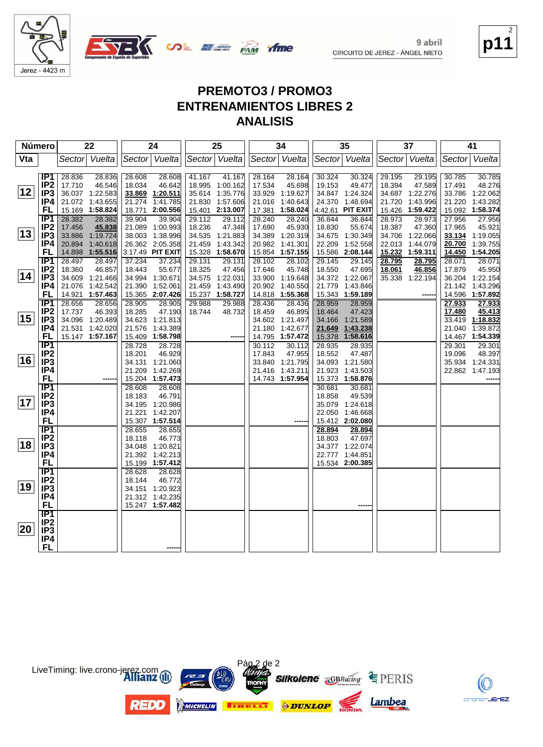# PREMOTO3 / PROMO3
# ENTRENAMIENTOS LIBRES 2
# ANALISIS

9 abril
CIRCUITO DE JEREZ - ÁNGEL NIETO

Jerez - 4423 m

| Número | | 22 | | 24 | | 25 | | 34 | | 35 | | 37 | | 41 | |
|---|---|---|---|---|---|---|---|---|---|---|---|---|---|---|---|
| Vta | | Sector | Vuelta | Sector | Vuelta | Sector | Vuelta | Sector | Vuelta | Sector | Vuelta | Sector | Vuelta | Sector | Vuelta |
| 12 | IP1 | 28.836 | 28.836 | 28.608 | 28.608 | 41.167 | 41.167 | 28.164 | 28.164 | 30.324 | 30.324 | 29.195 | 29.195 | 30.785 | 30.785 |
| | IP2 | 17.710 | 46.546 | 18.034 | 46.642 | 18.995 | 1:00.162 | 17.534 | 45.698 | 19.153 | 49.477 | 18.394 | 47.589 | 17.491 | 48.276 |
| | IP3 | 36.037 | 1:22.583 | 33.869 | 1:20.511 | 35.614 | 1:35.776 | 33.929 | 1:19.627 | 34.847 | 1:24.324 | 34.687 | 1:22.276 | 33.786 | 1:22.062 |
| | IP4 | 21.072 | 1:43.655 | 21.274 | 1:41.785 | 21.830 | 1:57.606 | 21.016 | 1:40.643 | 24.370 | 1:48.694 | 21.720 | 1:43.996 | 21.220 | 1:43.282 |
| | FL | 15.169 | 1:58.824 | 18.771 | 2:00.556 | 15.401 | 2:13.007 | 17.381 | 1:58.024 | 4:42.61 | PIT EXIT | 15.426 | 1:59.422 | 15.092 | 1:58.374 |
| 13 | IP1 | 28.382 | 28.382 | 39.904 | 39.904 | 29.112 | 29.112 | 28.240 | 28.240 | 36.844 | 36.844 | 28.973 | 28.973 | 27.956 | 27.956 |
| | IP2 | 17.456 | 45.838 | 21.089 | 1:00.993 | 18.236 | 47.348 | 17.690 | 45.930 | 18.830 | 55.674 | 18.387 | 47.360 | 17.965 | 45.921 |
| | IP3 | 33.886 | 1:19.724 | 38.003 | 1:38.996 | 34.535 | 1:21.883 | 34.389 | 1:20.319 | 34.675 | 1:30.349 | 34.706 | 1:22.066 | 33.134 | 1:19.055 |
| | IP4 | 20.894 | 1:40.618 | 26.362 | 2:05.358 | 21.459 | 1:43.342 | 20.982 | 1:41.301 | 22.209 | 1:52.558 | 22.013 | 1:44.079 | 20.700 | 1:39.755 |
| | FL | 14.898 | 1:55.516 | 3:17.49 | PIT EXIT | 15.328 | 1:58.670 | 15.854 | 1:57.155 | 15.586 | 2:08.144 | 15.232 | 1:59.311 | 14.450 | 1:54.205 |
| 14 | IP1 | 28.497 | 28.497 | 37.234 | 37.234 | 29.131 | 29.131 | 28.102 | 28.102 | 29.145 | 29.145 | 28.795 | 28.795 | 28.071 | 28.071 |
| | IP2 | 18.360 | 46.857 | 18.443 | 55.677 | 18.325 | 47.456 | 17.646 | 45.748 | 18.550 | 47.695 | 18.061 | 46.856 | 17.879 | 45.950 |
| | IP3 | 34.609 | 1:21.466 | 34.994 | 1:30.671 | 34.575 | 1:22.031 | 33.900 | 1:19.648 | 34.372 | 1:22.067 | 35.338 | 1:22.194 | 36.204 | 1:22.154 |
| | IP4 | 21.076 | 1:42.542 | 21.390 | 1:52.061 | 21.459 | 1:43.490 | 20.902 | 1:40.550 | 21.779 | 1:43.846 | | | 21.142 | 1:43.296 |
| | FL | 14.921 | 1:57.463 | 15.365 | 2:07.426 | 15.237 | 1:58.727 | 14.818 | 1:55.368 | 15.343 | 1:59.189 | | ------ | 14.596 | 1:57.892 |
| 15 | IP1 | 28.656 | 28.656 | 28.905 | 28.905 | 29.988 | 29.988 | 28.436 | 28.436 | 28.959 | 28.959 | | | 27.933 | 27.933 |
| | IP2 | 17.737 | 46.393 | 18.285 | 47.190 | 18.744 | 48.732 | 18.459 | 46.895 | 18.464 | 47.423 | | | 17.480 | 45.413 |
| | IP3 | 34.096 | 1:20.489 | 34.623 | 1:21.813 | | | 34.602 | 1:21.497 | 34.166 | 1:21.589 | | | 33.419 | 1:18.832 |
| | IP4 | 21.531 | 1:42.020 | 21.576 | 1:43.389 | | | 21.180 | 1:42.677 | 21.649 | 1:43.238 | | | 21.040 | 1:39.872 |
| | FL | 15.147 | 1:57.167 | 15.409 | 1:58.798 | | ------ | 14.795 | 1:57.472 | 15.378 | 1:58.616 | | | 14.467 | 1:54.339 |
| 16 | IP1 | | | 28.728 | 28.728 | | | 30.112 | 30.112 | 28.935 | 28.935 | | | 29.301 | 29.301 |
| | IP2 | | | 18.201 | 46.929 | | | 17.843 | 47.955 | 18.552 | 47.487 | | | 19.096 | 48.397 |
| | IP3 | | | 34.131 | 1:21.060 | | | 33.840 | 1:21.795 | 34.093 | 1:21.580 | | | 35.934 | 1:24.331 |
| | IP4 | | | 21.209 | 1:42.269 | | | 21.416 | 1:43.211 | 21.923 | 1:43.503 | | | 22.862 | 1:47.193 |
| | FL | | ------ | 15.204 | 1:57.473 | | | 14.743 | 1:57.954 | 15.373 | 1:58.876 | | | | ------ |
| 17 | IP1 | | | 28.608 | 28.608 | | | | | 30.681 | 30.681 | | | | |
| | IP2 | | | 18.183 | 46.791 | | | | | 18.858 | 49.539 | | | | |
| | IP3 | | | 34.195 | 1:20.986 | | | | | 35.079 | 1:24.618 | | | | |
| | IP4 | | | 21.221 | 1:42.207 | | | | | 22.050 | 1:46.668 | | | | |
| | FL | | | 15.307 | 1:57.514 | | | | ------ | 15.412 | 2:02.080 | | | | |
| 18 | IP1 | | | 28.655 | 28.655 | | | | | 28.894 | 28.894 | | | | |
| | IP2 | | | 18.118 | 46.773 | | | | | 18.803 | 47.697 | | | | |
| | IP3 | | | 34.048 | 1:20.821 | | | | | 34.377 | 1:22.074 | | | | |
| | IP4 | | | 21.392 | 1:42.213 | | | | | 22.777 | 1:44.851 | | | | |
| | FL | | | 15.199 | 1:57.412 | | | | | 15.534 | 2:00.385 | | | | |
| 19 | IP1 | | | 28.628 | 28.628 | | | | | | | | | | |
| | IP2 | | | 18.144 | 46.772 | | | | | | | | | | |
| | IP3 | | | 34.151 | 1:20.923 | | | | | | | | | | |
| | IP4 | | | 21.312 | 1:42.235 | | | | | | | | | | |
| | FL | | | 15.247 | 1:57.482 | | | | | | ------ | | | | |
| 20 | IP1 | | | | | | | | | | | | | | |
| | IP2 | | | | | | | | | | | | | | |
| | IP3 | | | | | | | | | | | | | | |
| | IP4 | | | | | | | | | | | | | | |
| | FL | | | | ------ | | | | | | | | | | |

LiveTiming: live.crono-jerez.com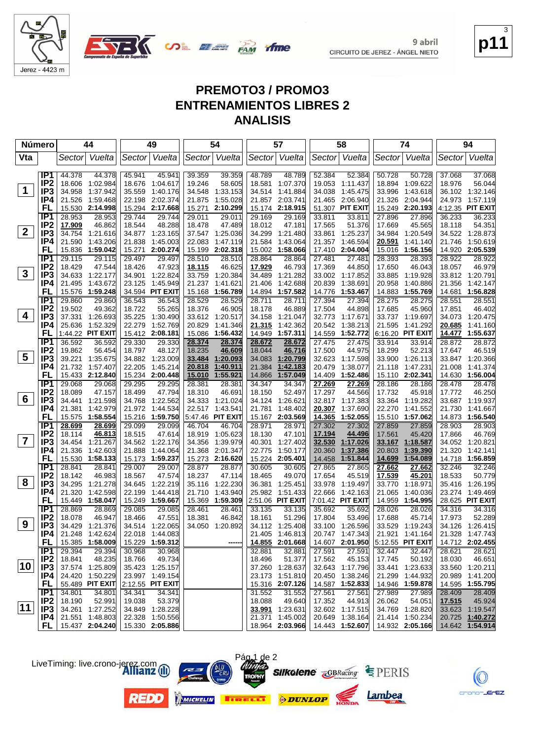Jerez - 4423 m

9 abril
CIRCUITO DE JEREZ - ÁNGEL NIETO

p11

# PREMOTO3 / PROMO3
# ENTRENAMIENTOS LIBRES 2
# ANALISIS

| Número | | 44 | | 49 | | 54 | | 57 | | 58 | | 74 | | 94 | |
|---|---|---|---|---|---|---|---|---|---|---|---|---|---|---|---|
| Vta | | Sector | Vuelta | Sector | Vuelta | Sector | Vuelta | Sector | Vuelta | Sector | Vuelta | Sector | Vuelta | Sector | Vuelta |
| 1 | IP1 | 44.378 | 44.378 | 45.941 | 45.941 | 39.359 | 39.359 | 48.789 | 48.789 | 52.384 | 52.384 | 50.728 | 50.728 | 37.068 | 37.068 |
| | IP2 | 18.606 | 1:02.984 | 18.676 | 1:04.617 | 19.246 | 58.605 | 18.581 | 1:07.370 | 19.053 | 1:11.437 | 18.894 | 1:09.622 | 18.976 | 56.044 |
| | IP3 | 34.958 | 1:37.942 | 35.559 | 1:40.176 | 34.548 | 1:33.153 | 34.514 | 1:41.884 | 34.038 | 1:45.475 | 33.996 | 1:43.618 | 36.102 | 1:32.146 |
| | IP4 | 21.526 | 1:59.468 | 22.198 | 2:02.374 | 21.875 | 1:55.028 | 21.857 | 2:03.741 | 21.465 | 2:06.940 | 21.326 | 2:04.944 | 24.973 | 1:57.119 |
| | FL | 15.530 | 2:14.998 | 15.294 | 2:17.668 | 15.271 | 2:10.299 | 15.174 | 2:18.915 | 51.307 | PIT EXIT | 15.249 | 2:20.193 | 4:12.35 | PIT EXIT |
| 2 | IP1 | 28.953 | 28.953 | 29.744 | 29.744 | 29.011 | 29.011 | 29.169 | 29.169 | 33.811 | 33.811 | 27.896 | 27.896 | 36.233 | 36.233 |
| | IP2 | 17.909 | 46.862 | 18.544 | 48.288 | 18.478 | 47.489 | 18.012 | 47.181 | 17.565 | 51.376 | 17.669 | 45.565 | 18.118 | 54.351 |
| | IP3 | 34.754 | 1:21.616 | 34.877 | 1:23.165 | 37.547 | 1:25.036 | 34.299 | 1:21.480 | 33.861 | 1:25.237 | 34.984 | 1:20.549 | 34.522 | 1:28.873 |
| | IP4 | 21.590 | 1:43.206 | 21.838 | 1:45.003 | 22.083 | 1:47.119 | 21.584 | 1:43.064 | 21.357 | 1:46.594 | 20.591 | 1:41.140 | 21.746 | 1:50.619 |
| | FL | 15.836 | 1:59.042 | 15.271 | 2:00.274 | 15.199 | 2:02.318 | 15.002 | 1:58.066 | 17.410 | 2:04.004 | 15.016 | 1:56.156 | 14.920 | 2:05.539 |
| 3 | IP1 | 29.115 | 29.115 | 29.497 | 29.497 | 28.510 | 28.510 | 28.864 | 28.864 | 27.481 | 27.481 | 28.393 | 28.393 | 28.922 | 28.922 |
| | IP2 | 18.429 | 47.544 | 18.426 | 47.923 | 18.115 | 46.625 | 17.929 | 46.793 | 17.369 | 44.850 | 17.650 | 46.043 | 18.057 | 46.979 |
| | IP3 | 34.633 | 1:22.177 | 34.901 | 1:22.824 | 33.759 | 1:20.384 | 34.489 | 1:21.282 | 33.002 | 1:17.852 | 33.885 | 1:19.928 | 33.812 | 1:20.791 |
| | IP4 | 21.495 | 1:43.672 | 23.125 | 1:45.949 | 21.237 | 1:41.621 | 21.406 | 1:42.688 | 20.839 | 1:38.691 | 20.958 | 1:40.886 | 21.356 | 1:42.147 |
| | FL | 15.576 | 1:59.248 | 34.594 | PIT EXIT | 15.168 | 1:56.789 | 14.894 | 1:57.582 | 14.776 | 1:53.467 | 14.883 | 1:55.769 | 14.681 | 1:56.828 |
| 4 | IP1 | 29.860 | 29.860 | 36.543 | 36.543 | 28.529 | 28.529 | 28.711 | 28.711 | 27.394 | 27.394 | 28.275 | 28.275 | 28.551 | 28.551 |
| | IP2 | 19.502 | 49.362 | 18.722 | 55.265 | 18.376 | 46.905 | 18.178 | 46.889 | 17.504 | 44.898 | 17.685 | 45.960 | 17.851 | 46.402 |
| | IP3 | 37.331 | 1:26.693 | 35.225 | 1:30.490 | 33.612 | 1:20.517 | 34.158 | 1:21.047 | 32.773 | 1:17.671 | 33.737 | 1:19.697 | 34.073 | 1:20.475 |
| | IP4 | 25.636 | 1:52.329 | 22.279 | 1:52.769 | 20.829 | 1:41.346 | 21.315 | 1:42.362 | 20.542 | 1:38.213 | 21.595 | 1:41.292 | 20.685 | 1:41.160 |
| | FL | 1:44.22 | PIT EXIT | 15.412 | 2:08.181 | 15.086 | 1:56.432 | 14.949 | 1:57.311 | 14.559 | 1:52.772 | 6:16.20 | PIT EXIT | 14.477 | 1:55.637 |
| 5 | IP1 | 36.592 | 36.592 | 29.330 | 29.330 | 28.374 | 28.374 | 28.672 | 28.672 | 27.475 | 27.475 | 33.914 | 33.914 | 28.872 | 28.872 |
| | IP2 | 19.862 | 56.454 | 18.797 | 48.127 | 18.235 | 46.609 | 18.044 | 46.716 | 17.500 | 44.975 | 18.299 | 52.213 | 17.647 | 46.519 |
| | IP3 | 39.221 | 1:35.675 | 34.882 | 1:23.009 | 33.484 | 1:20.093 | 34.083 | 1:20.799 | 32.623 | 1:17.598 | 33.900 | 1:26.113 | 33.847 | 1:20.366 |
| | IP4 | 21.732 | 1:57.407 | 22.205 | 1:45.214 | 20.818 | 1:40.911 | 21.384 | 1:42.183 | 20.479 | 1:38.077 | 21.118 | 1:47.231 | 21.008 | 1:41.374 |
| | FL | 15.433 | 2:12.840 | 15.234 | 2:00.448 | 15.010 | 1:55.921 | 14.866 | 1:57.049 | 14.409 | 1:52.486 | 15.110 | 2:02.341 | 14.630 | 1:56.004 |
| 6 | IP1 | 29.068 | 29.068 | 29.295 | 29.295 | 28.381 | 28.381 | 34.347 | 34.347 | 27.269 | 27.269 | 28.186 | 28.186 | 28.478 | 28.478 |
| | IP2 | 18.089 | 47.157 | 18.499 | 47.794 | 18.310 | 46.691 | 18.150 | 52.497 | 17.297 | 44.566 | 17.732 | 45.918 | 17.772 | 46.250 |
| | IP3 | 34.441 | 1:21.598 | 34.768 | 1:22.562 | 34.333 | 1:21.024 | 34.124 | 1:26.621 | 32.817 | 1:17.383 | 33.364 | 1:19.282 | 33.687 | 1:19.937 |
| | IP4 | 21.381 | 1:42.979 | 21.972 | 1:44.534 | 22.517 | 1:43.541 | 21.781 | 1:48.402 | 20.307 | 1:37.690 | 22.270 | 1:41.552 | 21.730 | 1:41.667 |
| | FL | 15.575 | 1:58.554 | 15.216 | 1:59.750 | 5:47.46 | PIT EXIT | 15.167 | 2:03.569 | 14.365 | 1:52.055 | 15.510 | 1:57.062 | 14.873 | 1:56.540 |
| 7 | IP1 | 28.699 | 28.699 | 29.099 | 29.099 | 46.704 | 46.704 | 28.971 | 28.971 | 27.302 | 27.302 | 27.859 | 27.859 | 28.903 | 28.903 |
| | IP2 | 18.114 | 46.813 | 18.515 | 47.614 | 18.919 | 1:05.623 | 18.130 | 47.101 | 17.194 | 44.496 | 17.561 | 45.420 | 17.866 | 46.769 |
| | IP3 | 34.454 | 1:21.267 | 34.562 | 1:22.176 | 34.356 | 1:39.979 | 40.301 | 1:27.402 | 32.530 | 1:17.026 | 33.167 | 1:18.587 | 34.052 | 1:20.821 |
| | IP4 | 21.336 | 1:42.603 | 21.888 | 1:44.064 | 21.368 | 2:01.347 | 22.775 | 1:50.177 | 20.360 | 1:37.386 | 20.803 | 1:39.390 | 21.320 | 1:42.141 |
| | FL | 15.530 | 1:58.133 | 15.173 | 1:59.237 | 15.273 | 2:16.620 | 15.224 | 2:05.401 | 14.458 | 1:51.844 | 14.699 | 1:54.089 | 14.718 | 1:56.859 |
| 8 | IP1 | 28.841 | 28.841 | 29.007 | 29.007 | 28.877 | 28.877 | 30.605 | 30.605 | 27.865 | 27.865 | 27.662 | 27.662 | 32.246 | 32.246 |
| | IP2 | 18.142 | 46.983 | 18.567 | 47.574 | 18.237 | 47.114 | 18.465 | 49.070 | 17.654 | 45.519 | 17.539 | 45.201 | 18.533 | 50.779 |
| | IP3 | 34.295 | 1:21.278 | 34.645 | 1:22.219 | 35.116 | 1:22.230 | 36.381 | 1:25.451 | 33.978 | 1:19.497 | 33.770 | 1:18.971 | 35.416 | 1:26.195 |
| | IP4 | 21.320 | 1:42.598 | 22.199 | 1:44.418 | 21.710 | 1:43.940 | 25.982 | 1:51.433 | 22.666 | 1:42.163 | 21.065 | 1:40.036 | 23.274 | 1:49.469 |
| | FL | 15.449 | 1:58.047 | 15.249 | 1:59.667 | 15.369 | 1:59.309 | 2:51.06 | PIT EXIT | 7:01.42 | PIT EXIT | 14.959 | 1:54.995 | 28.625 | PIT EXIT |
| 9 | IP1 | 28.869 | 28.869 | 29.085 | 29.085 | 28.461 | 28.461 | 33.135 | 33.135 | 35.692 | 35.692 | 28.026 | 28.026 | 34.316 | 34.316 |
| | IP2 | 18.078 | 46.947 | 18.466 | 47.551 | 18.381 | 46.842 | 18.161 | 51.296 | 17.804 | 53.496 | 17.688 | 45.714 | 17.973 | 52.289 |
| | IP3 | 34.429 | 1:21.376 | 34.514 | 1:22.065 | 34.050 | 1:20.892 | 34.112 | 1:25.408 | 33.100 | 1:26.596 | 33.529 | 1:19.243 | 34.126 | 1:26.415 |
| | IP4 | 21.248 | 1:42.624 | 22.018 | 1:44.083 | | | 21.405 | 1:46.813 | 20.747 | 1:47.343 | 21.921 | 1:41.164 | 21.328 | 1:47.743 |
| | FL | 15.385 | 1:58.009 | 15.229 | 1:59.312 | | ------ | 14.855 | 2:01.668 | 14.607 | 2:01.950 | 5:12.55 | PIT EXIT | 14.712 | 2:02.455 |
| 10 | IP1 | 29.394 | 29.394 | 30.968 | 30.968 | | | 32.881 | 32.881 | 27.591 | 27.591 | 32.447 | 32.447 | 28.621 | 28.621 |
| | IP2 | 18.841 | 48.235 | 18.766 | 49.734 | | | 18.496 | 51.377 | 17.562 | 45.153 | 17.745 | 50.192 | 18.030 | 46.651 |
| | IP3 | 37.574 | 1:25.809 | 35.423 | 1:25.157 | | | 37.260 | 1:28.637 | 32.643 | 1:17.796 | 33.441 | 1:23.633 | 33.560 | 1:20.211 |
| | IP4 | 24.420 | 1:50.229 | 23.997 | 1:49.154 | | | 23.173 | 1:51.810 | 20.450 | 1:38.246 | 21.299 | 1:44.932 | 20.989 | 1:41.200 |
| | FL | 55.489 | PIT EXIT | 2:12.55 | PIT EXIT | | | 15.316 | 2:07.126 | 14.587 | 1:52.833 | 14.946 | 1:59.878 | 14.595 | 1:55.795 |
| 11 | IP1 | 34.801 | 34.801 | 34.341 | 34.341 | | | 31.552 | 31.552 | 27.561 | 27.561 | 27.989 | 27.989 | 28.409 | 28.409 |
| | IP2 | 18.190 | 52.991 | 19.038 | 53.379 | | | 18.088 | 49.640 | 17.352 | 44.913 | 26.062 | 54.051 | 17.515 | 45.924 |
| | IP3 | 34.261 | 1:27.252 | 34.849 | 1:28.228 | | | 33.991 | 1:23.631 | 32.602 | 1:17.515 | 34.769 | 1:28.820 | 33.623 | 1:19.547 |
| | IP4 | 21.551 | 1:48.803 | 22.328 | 1:50.556 | | | 21.371 | 1:45.002 | 20.649 | 1:38.164 | 21.414 | 1:50.234 | 20.725 | 1:40.272 |
| | FL | 15.437 | 2:04.240 | 15.330 | 2:05.886 | | | 18.964 | 2:03.966 | 14.443 | 1:52.607 | 14.932 | 2:05.166 | 14.642 | 1:54.914 |

LiveTiming: live.crono-jerez.com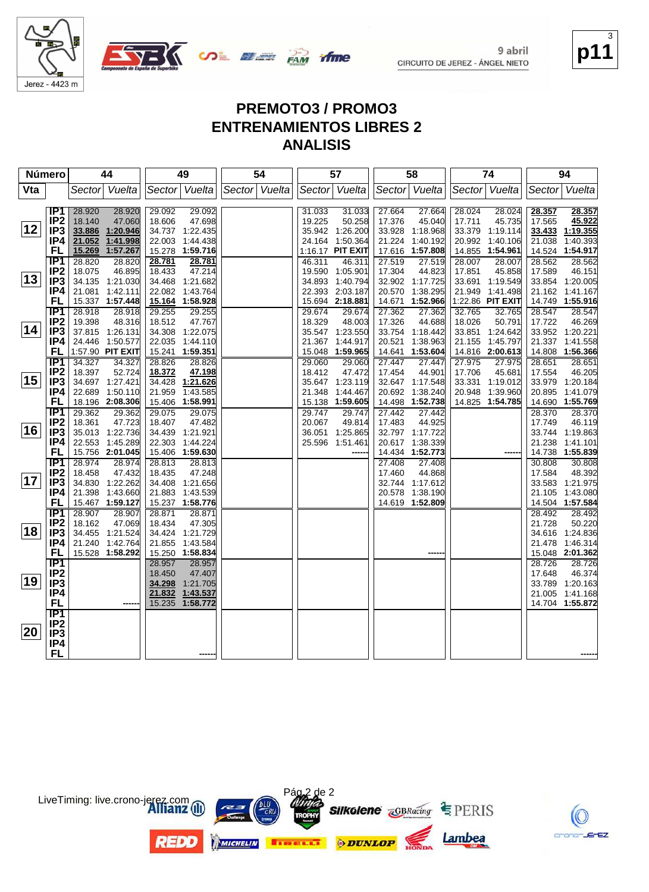9 abril
CIRCUITO DE JEREZ - ÁNGEL NIETO

p11

# PREMOTO3 / PROMO3
# ENTRENAMIENTOS LIBRES 2
# ANALISIS

| Número | | 44 | | 49 | | 54 | | 57 | | 58 | | 74 | | 94 | |
|---|---|---|---|---|---|---|---|---|---|---|---|---|---|---|---|
| Vta | | Sector | Vuelta | Sector | Vuelta | Sector | Vuelta | Sector | Vuelta | Sector | Vuelta | Sector | Vuelta | Sector | Vuelta |
| 12 | IP1 | 28.920 | 28.920 | 29.092 | 29.092 | | | 31.033 | 31.033 | 27.664 | 27.664 | 28.024 | 28.024 | 28.357 | 28.357 |
| | IP2 | 18.140 | 47.060 | 18.606 | 47.698 | | | 19.225 | 50.258 | 17.376 | 45.040 | 17.711 | 45.735 | 17.565 | 45.922 |
| | IP3 | 33.886 | 1:20.946 | 34.737 | 1:22.435 | | | 35.942 | 1:26.200 | 33.928 | 1:18.968 | 33.379 | 1:19.114 | 33.433 | 1:19.355 |
| | IP4 | 21.052 | 1:41.998 | 22.003 | 1:44.438 | | | 24.164 | 1:50.364 | 21.224 | 1:40.192 | 20.992 | 1:40.106 | 21.038 | 1:40.393 |
| | FL | 15.269 | 1:57.267 | 15.278 | 1:59.716 | | | 1:16.17 | PIT EXIT | 17.616 | 1:57.808 | 14.855 | 1:54.961 | 14.524 | 1:54.917 |
| 13 | IP1 | 28.820 | 28.820 | 28.781 | 28.781 | | | 46.311 | 46.311 | 27.519 | 27.519 | 28.007 | 28.007 | 28.562 | 28.562 |
| | IP2 | 18.075 | 46.895 | 18.433 | 47.214 | | | 19.590 | 1:05.901 | 17.304 | 44.823 | 17.851 | 45.858 | 17.589 | 46.151 |
| | IP3 | 34.135 | 1:21.030 | 34.468 | 1:21.682 | | | 34.893 | 1:40.794 | 32.902 | 1:17.725 | 33.691 | 1:19.549 | 33.854 | 1:20.005 |
| | IP4 | 21.081 | 1:42.111 | 22.082 | 1:43.764 | | | 22.393 | 2:03.187 | 20.570 | 1:38.295 | 21.949 | 1:41.498 | 21.162 | 1:41.167 |
| | FL | 15.337 | 1:57.448 | 15.164 | 1:58.928 | | | 15.694 | 2:18.881 | 14.671 | 1:52.966 | 1:22.86 | PIT EXIT | 14.749 | 1:55.916 |
| 14 | IP1 | 28.918 | 28.918 | 29.255 | 29.255 | | | 29.674 | 29.674 | 27.362 | 27.362 | 32.765 | 32.765 | 28.547 | 28.547 |
| | IP2 | 19.398 | 48.316 | 18.512 | 47.767 | | | 18.329 | 48.003 | 17.326 | 44.688 | 18.026 | 50.791 | 17.722 | 46.269 |
| | IP3 | 37.815 | 1:26.131 | 34.308 | 1:22.075 | | | 35.547 | 1:23.550 | 33.754 | 1:18.442 | 33.851 | 1:24.642 | 33.952 | 1:20.221 |
| | IP4 | 24.446 | 1:50.577 | 22.035 | 1:44.110 | | | 21.367 | 1:44.917 | 20.521 | 1:38.963 | 21.155 | 1:45.797 | 21.337 | 1:41.558 |
| | FL | 1:57.90 | PIT EXIT | 15.241 | 1:59.351 | | | 15.048 | 1:59.965 | 14.641 | 1:53.604 | 14.816 | 2:00.613 | 14.808 | 1:56.366 |
| 15 | IP1 | 34.327 | 34.327 | 28.826 | 28.826 | | | 29.060 | 29.060 | 27.447 | 27.447 | 27.975 | 27.975 | 28.651 | 28.651 |
| | IP2 | 18.397 | 52.724 | 18.372 | 47.198 | | | 18.412 | 47.472 | 17.454 | 44.901 | 17.706 | 45.681 | 17.554 | 46.205 |
| | IP3 | 34.697 | 1:27.421 | 34.428 | 1:21.626 | | | 35.647 | 1:23.119 | 32.647 | 1:17.548 | 33.331 | 1:19.012 | 33.979 | 1:20.184 |
| | IP4 | 22.689 | 1:50.110 | 21.959 | 1:43.585 | | | 21.348 | 1:44.467 | 20.692 | 1:38.240 | 20.948 | 1:39.960 | 20.895 | 1:41.079 |
| | FL | 18.196 | 2:08.306 | 15.406 | 1:58.991 | | | 15.138 | 1:59.605 | 14.498 | 1:52.738 | 14.825 | 1:54.785 | 14.690 | 1:55.769 |
| 16 | IP1 | 29.362 | 29.362 | 29.075 | 29.075 | | | 29.747 | 29.747 | 27.442 | 27.442 | | | 28.370 | 28.370 |
| | IP2 | 18.361 | 47.723 | 18.407 | 47.482 | | | 20.067 | 49.814 | 17.483 | 44.925 | | | 17.749 | 46.119 |
| | IP3 | 35.013 | 1:22.736 | 34.439 | 1:21.921 | | | 36.051 | 1:25.865 | 32.797 | 1:17.722 | | | 33.744 | 1:19.863 |
| | IP4 | 22.553 | 1:45.289 | 22.303 | 1:44.224 | | | 25.596 | 1:51.461 | 20.617 | 1:38.339 | | | 21.238 | 1:41.101 |
| | FL | 15.756 | 2:01.045 | 15.406 | 1:59.630 | | | | ------ | 14.434 | 1:52.773 | | ------ | 14.738 | 1:55.839 |
| 17 | IP1 | 28.974 | 28.974 | 28.813 | 28.813 | | | | | 27.408 | 27.408 | | | 30.808 | 30.808 |
| | IP2 | 18.458 | 47.432 | 18.435 | 47.248 | | | | | 17.460 | 44.868 | | | 17.584 | 48.392 |
| | IP3 | 34.830 | 1:22.262 | 34.408 | 1:21.656 | | | | | 32.744 | 1:17.612 | | | 33.583 | 1:21.975 |
| | IP4 | 21.398 | 1:43.660 | 21.883 | 1:43.539 | | | | | 20.578 | 1:38.190 | | | 21.105 | 1:43.080 |
| | FL | 15.467 | 1:59.127 | 15.237 | 1:58.776 | | | | | 14.619 | 1:52.809 | | | 14.504 | 1:57.584 |
| 18 | IP1 | 28.907 | 28.907 | 28.871 | 28.871 | | | | | | | | | 28.492 | 28.492 |
| | IP2 | 18.162 | 47.069 | 18.434 | 47.305 | | | | | | | | | 21.728 | 50.220 |
| | IP3 | 34.455 | 1:21.524 | 34.424 | 1:21.729 | | | | | | | | | 34.616 | 1:24.836 |
| | IP4 | 21.240 | 1:42.764 | 21.855 | 1:43.584 | | | | | | | | | 21.478 | 1:46.314 |
| | FL | 15.528 | 1:58.292 | 15.250 | 1:58.834 | | | | | | ------ | | | 15.048 | 2:01.362 |
| 19 | IP1 | | | 28.957 | 28.957 | | | | | | | | | 28.726 | 28.726 |
| | IP2 | | | 18.450 | 47.407 | | | | | | | | | 17.648 | 46.374 |
| | IP3 | | | 34.298 | 1:21.705 | | | | | | | | | 33.789 | 1:20.163 |
| | IP4 | | | 21.832 | 1:43.537 | | | | | | | | | 21.005 | 1:41.168 |
| | FL | | ------ | 15.235 | 1:58.772 | | | | | | | | | 14.704 | 1:55.872 |
| 20 | IP1 | | | | | | | | | | | | | | |
| | IP2 | | | | | | | | | | | | | | |
| | IP3 | | | | | | | | | | | | | | |
| | IP4 | | | | | | | | | | | | | | |
| | FL | | | | ------ | | | | | | | | | | ------ |

LiveTiming: live.crono-jerez.com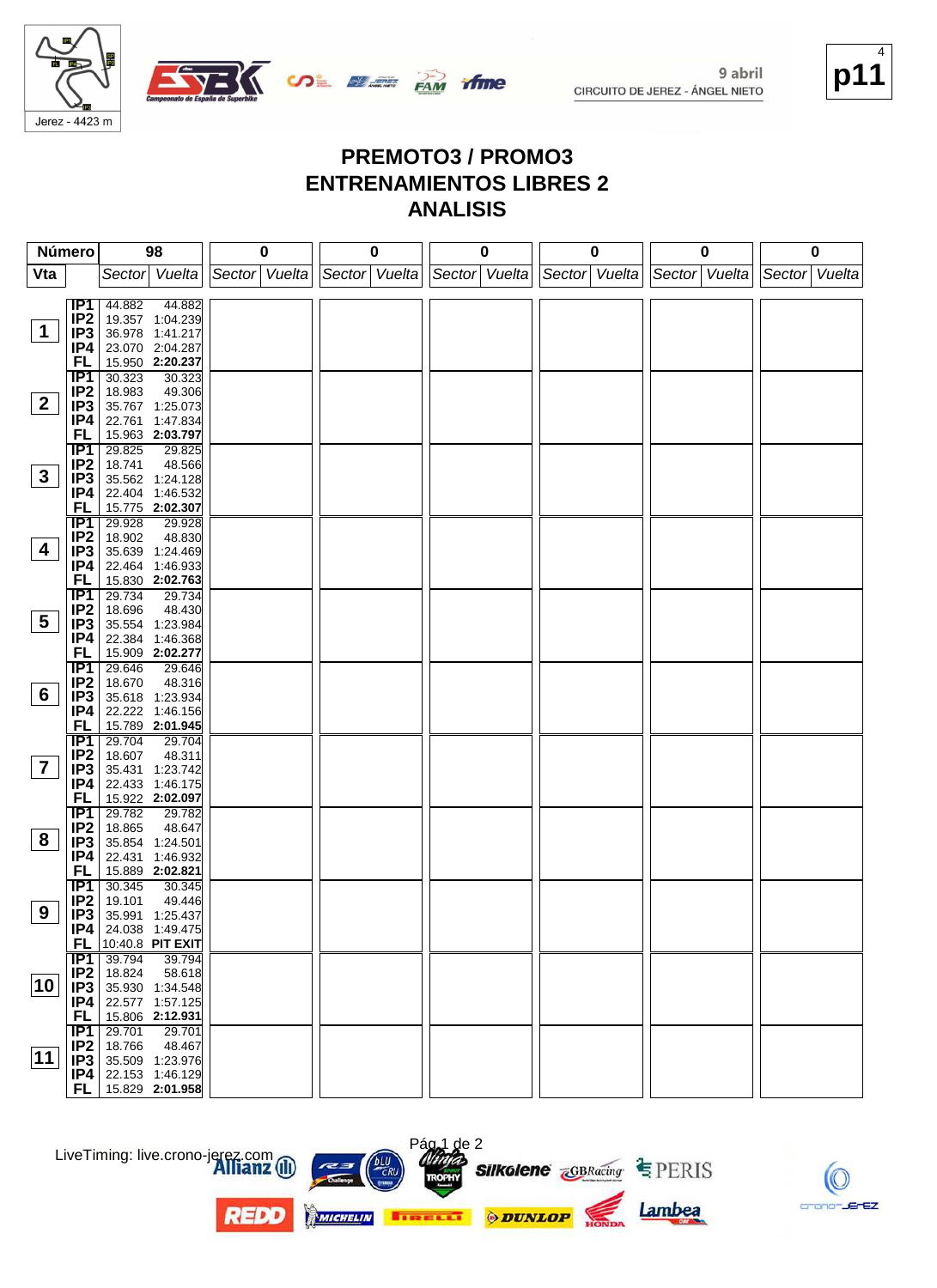9 abril
CIRCUITO DE JEREZ - ÁNGEL NIETO

Jerez - 4423 m

**p11**

# PREMOTO3 / PROMO3
# ENTRENAMIENTOS LIBRES 2
# ANALISIS

| Número | | 98 | | 0 | | 0 | | 0 | | 0 | | 0 | | 0 | |
|---|---|---|---|---|---|---|---|---|---|---|---|---|---|---|---|
| Vta | | Sector | Vuelta | Sector | Vuelta | Sector | Vuelta | Sector | Vuelta | Sector | Vuelta | Sector | Vuelta | Sector | Vuelta |
| 1 | IP1 | 44.882 | 44.882 | | | | | | | | | | | | |
| | IP2 | 19.357 | 1:04.239 | | | | | | | | | | | | |
| | IP3 | 36.978 | 1:41.217 | | | | | | | | | | | | |
| | IP4 | 23.070 | 2:04.287 | | | | | | | | | | | | |
| | FL | 15.950 | **2:20.237** | | | | | | | | | | | | |
| 2 | IP1 | 30.323 | 30.323 | | | | | | | | | | | | |
| | IP2 | 18.983 | 49.306 | | | | | | | | | | | | |
| | IP3 | 35.767 | 1:25.073 | | | | | | | | | | | | |
| | IP4 | 22.761 | 1:47.834 | | | | | | | | | | | | |
| | FL | 15.963 | **2:03.797** | | | | | | | | | | | | |
| 3 | IP1 | 29.825 | 29.825 | | | | | | | | | | | | |
| | IP2 | 18.741 | 48.566 | | | | | | | | | | | | |
| | IP3 | 35.562 | 1:24.128 | | | | | | | | | | | | |
| | IP4 | 22.404 | 1:46.532 | | | | | | | | | | | | |
| | FL | 15.775 | **2:02.307** | | | | | | | | | | | | |
| 4 | IP1 | 29.928 | 29.928 | | | | | | | | | | | | |
| | IP2 | 18.902 | 48.830 | | | | | | | | | | | | |
| | IP3 | 35.639 | 1:24.469 | | | | | | | | | | | | |
| | IP4 | 22.464 | 1:46.933 | | | | | | | | | | | | |
| | FL | 15.830 | **2:02.763** | | | | | | | | | | | | |
| 5 | IP1 | 29.734 | 29.734 | | | | | | | | | | | | |
| | IP2 | 18.696 | 48.430 | | | | | | | | | | | | |
| | IP3 | 35.554 | 1:23.984 | | | | | | | | | | | | |
| | IP4 | 22.384 | 1:46.368 | | | | | | | | | | | | |
| | FL | 15.909 | **2:02.277** | | | | | | | | | | | | |
| 6 | IP1 | 29.646 | 29.646 | | | | | | | | | | | | |
| | IP2 | 18.670 | 48.316 | | | | | | | | | | | | |
| | IP3 | 35.618 | 1:23.934 | | | | | | | | | | | | |
| | IP4 | 22.222 | 1:46.156 | | | | | | | | | | | | |
| | FL | 15.789 | **2:01.945** | | | | | | | | | | | | |
| 7 | IP1 | 29.704 | 29.704 | | | | | | | | | | | | |
| | IP2 | 18.607 | 48.311 | | | | | | | | | | | | |
| | IP3 | 35.431 | 1:23.742 | | | | | | | | | | | | |
| | IP4 | 22.433 | 1:46.175 | | | | | | | | | | | | |
| | FL | 15.922 | **2:02.097** | | | | | | | | | | | | |
| 8 | IP1 | 29.782 | 29.782 | | | | | | | | | | | | |
| | IP2 | 18.865 | 48.647 | | | | | | | | | | | | |
| | IP3 | 35.854 | 1:24.501 | | | | | | | | | | | | |
| | IP4 | 22.431 | 1:46.932 | | | | | | | | | | | | |
| | FL | 15.889 | **2:02.821** | | | | | | | | | | | | |
| 9 | IP1 | 30.345 | 30.345 | | | | | | | | | | | | |
| | IP2 | 19.101 | 49.446 | | | | | | | | | | | | |
| | IP3 | 35.991 | 1:25.437 | | | | | | | | | | | | |
| | IP4 | 24.038 | 1:49.475 | | | | | | | | | | | | |
| | FL | 10:40.8 | **PIT EXIT** | | | | | | | | | | | | |
| 10 | IP1 | 39.794 | 39.794 | | | | | | | | | | | | |
| | IP2 | 18.824 | 58.618 | | | | | | | | | | | | |
| | IP3 | 35.930 | 1:34.548 | | | | | | | | | | | | |
| | IP4 | 22.577 | 1:57.125 | | | | | | | | | | | | |
| | FL | 15.806 | **2:12.931** | | | | | | | | | | | | |
| 11 | IP1 | 29.701 | 29.701 | | | | | | | | | | | | |
| | IP2 | 18.766 | 48.467 | | | | | | | | | | | | |
| | IP3 | 35.509 | 1:23.976 | | | | | | | | | | | | |
| | IP4 | 22.153 | 1:46.129 | | | | | | | | | | | | |
| | FL | 15.829 | **2:01.958** | | | | | | | | | | | | |

LiveTiming: live.crono-jerez.com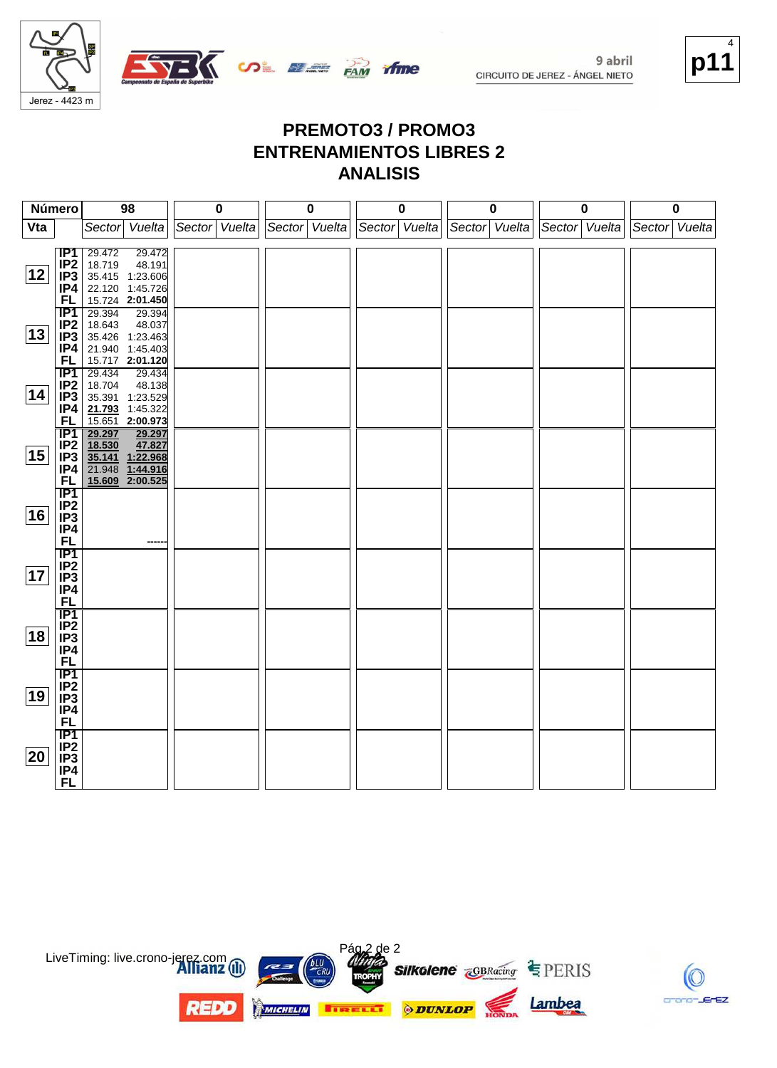9 abril
CIRCUITO DE JEREZ - ÁNGEL NIETO

Jerez - 4423 m

# PREMOTO3 / PROMO3
## ENTRENAMIENTOS LIBRES 2
## ANALISIS

| Vta | | 98 Sector | 98 Vuelta | 0 Sector | 0 Vuelta | 0 Sector | 0 Vuelta | 0 Sector | 0 Vuelta | 0 Sector | 0 Vuelta | 0 Sector | 0 Vuelta | 0 Sector | 0 Vuelta |
|---|---|---|---|---|---|---|---|---|---|---|---|---|---|---|---|
| 12 | IP1 | 29.472 | 29.472 | | | | | | | | | | | | |
| | IP2 | 18.719 | 48.191 | | | | | | | | | | | | |
| | IP3 | 35.415 | 1:23.606 | | | | | | | | | | | | |
| | IP4 | 22.120 | 1:45.726 | | | | | | | | | | | | |
| | FL | 15.724 | **2:01.450** | | | | | | | | | | | | |
| 13 | IP1 | 29.394 | 29.394 | | | | | | | | | | | | |
| | IP2 | 18.643 | 48.037 | | | | | | | | | | | | |
| | IP3 | 35.426 | 1:23.463 | | | | | | | | | | | | |
| | IP4 | 21.940 | 1:45.403 | | | | | | | | | | | | |
| | FL | 15.717 | **2:01.120** | | | | | | | | | | | | |
| 14 | IP1 | 29.434 | 29.434 | | | | | | | | | | | | |
| | IP2 | 18.704 | 48.138 | | | | | | | | | | | | |
| | IP3 | 35.391 | 1:23.529 | | | | | | | | | | | | |
| | IP4 | **21.793** | 1:45.322 | | | | | | | | | | | | |
| | FL | 15.651 | **2:00.973** | | | | | | | | | | | | |
| 15 | IP1 | **29.297** | **29.297** | | | | | | | | | | | | |
| | IP2 | **18.530** | **47.827** | | | | | | | | | | | | |
| | IP3 | **35.141** | **1:22.968** | | | | | | | | | | | | |
| | IP4 | 21.948 | **1:44.916** | | | | | | | | | | | | |
| | FL | **15.609** | **2:00.525** | | | | | | | | | | | | |
| 16 | IP1 | | | | | | | | | | | | | | |
| | IP2 | | | | | | | | | | | | | | |
| | IP3 | | | | | | | | | | | | | | |
| | IP4 | | | | | | | | | | | | | | |
| | FL | | ------ | | | | | | | | | | | | |
| 17 | IP1 | | | | | | | | | | | | | | |
| | IP2 | | | | | | | | | | | | | | |
| | IP3 | | | | | | | | | | | | | | |
| | IP4 | | | | | | | | | | | | | | |
| | FL | | | | | | | | | | | | | | |
| 18 | IP1 | | | | | | | | | | | | | | |
| | IP2 | | | | | | | | | | | | | | |
| | IP3 | | | | | | | | | | | | | | |
| | IP4 | | | | | | | | | | | | | | |
| | FL | | | | | | | | | | | | | | |
| 19 | IP1 | | | | | | | | | | | | | | |
| | IP2 | | | | | | | | | | | | | | |
| | IP3 | | | | | | | | | | | | | | |
| | IP4 | | | | | | | | | | | | | | |
| | FL | | | | | | | | | | | | | | |
| 20 | IP1 | | | | | | | | | | | | | | |
| | IP2 | | | | | | | | | | | | | | |
| | IP3 | | | | | | | | | | | | | | |
| | IP4 | | | | | | | | | | | | | | |
| | FL | | | | | | | | | | | | | | |

LiveTiming: live.crono-jerez.com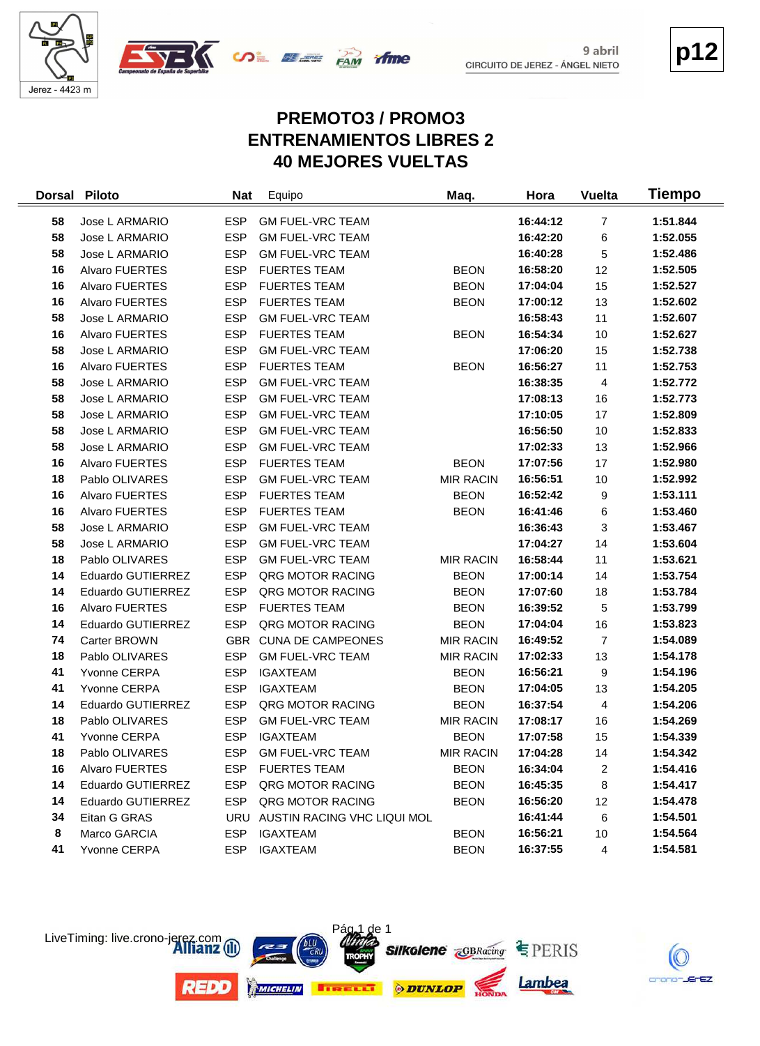Jerez - 4423 m

9 abril
CIRCUITO DE JEREZ - ÁNGEL NIETO

p12

# PREMOTO3 / PROMO3
# ENTRENAMIENTOS LIBRES 2
# 40 MEJORES VUELTAS

| Dorsal | Piloto | Nat | Equipo | Maq. | Hora | Vuelta | Tiempo |
|---|---|---|---|---|---|---|---|
| 58 | Jose L ARMARIO | ESP | GM FUEL-VRC TEAM | | 16:44:12 | 7 | 1:51.844 |
| 58 | Jose L ARMARIO | ESP | GM FUEL-VRC TEAM | | 16:42:20 | 6 | 1:52.055 |
| 58 | Jose L ARMARIO | ESP | GM FUEL-VRC TEAM | | 16:40:28 | 5 | 1:52.486 |
| 16 | Alvaro FUERTES | ESP | FUERTES TEAM | BEON | 16:58:20 | 12 | 1:52.505 |
| 16 | Alvaro FUERTES | ESP | FUERTES TEAM | BEON | 17:04:04 | 15 | 1:52.527 |
| 16 | Alvaro FUERTES | ESP | FUERTES TEAM | BEON | 17:00:12 | 13 | 1:52.602 |
| 58 | Jose L ARMARIO | ESP | GM FUEL-VRC TEAM | | 16:58:43 | 11 | 1:52.607 |
| 16 | Alvaro FUERTES | ESP | FUERTES TEAM | BEON | 16:54:34 | 10 | 1:52.627 |
| 58 | Jose L ARMARIO | ESP | GM FUEL-VRC TEAM | | 17:06:20 | 15 | 1:52.738 |
| 16 | Alvaro FUERTES | ESP | FUERTES TEAM | BEON | 16:56:27 | 11 | 1:52.753 |
| 58 | Jose L ARMARIO | ESP | GM FUEL-VRC TEAM | | 16:38:35 | 4 | 1:52.772 |
| 58 | Jose L ARMARIO | ESP | GM FUEL-VRC TEAM | | 17:08:13 | 16 | 1:52.773 |
| 58 | Jose L ARMARIO | ESP | GM FUEL-VRC TEAM | | 17:10:05 | 17 | 1:52.809 |
| 58 | Jose L ARMARIO | ESP | GM FUEL-VRC TEAM | | 16:56:50 | 10 | 1:52.833 |
| 58 | Jose L ARMARIO | ESP | GM FUEL-VRC TEAM | | 17:02:33 | 13 | 1:52.966 |
| 16 | Alvaro FUERTES | ESP | FUERTES TEAM | BEON | 17:07:56 | 17 | 1:52.980 |
| 18 | Pablo OLIVARES | ESP | GM FUEL-VRC TEAM | MIR RACIN | 16:56:51 | 10 | 1:52.992 |
| 16 | Alvaro FUERTES | ESP | FUERTES TEAM | BEON | 16:52:42 | 9 | 1:53.111 |
| 16 | Alvaro FUERTES | ESP | FUERTES TEAM | BEON | 16:41:46 | 6 | 1:53.460 |
| 58 | Jose L ARMARIO | ESP | GM FUEL-VRC TEAM | | 16:36:43 | 3 | 1:53.467 |
| 58 | Jose L ARMARIO | ESP | GM FUEL-VRC TEAM | | 17:04:27 | 14 | 1:53.604 |
| 18 | Pablo OLIVARES | ESP | GM FUEL-VRC TEAM | MIR RACIN | 16:58:44 | 11 | 1:53.621 |
| 14 | Eduardo GUTIERREZ | ESP | QRG MOTOR RACING | BEON | 17:00:14 | 14 | 1:53.754 |
| 14 | Eduardo GUTIERREZ | ESP | QRG MOTOR RACING | BEON | 17:07:60 | 18 | 1:53.784 |
| 16 | Alvaro FUERTES | ESP | FUERTES TEAM | BEON | 16:39:52 | 5 | 1:53.799 |
| 14 | Eduardo GUTIERREZ | ESP | QRG MOTOR RACING | BEON | 17:04:04 | 16 | 1:53.823 |
| 74 | Carter BROWN | GBR | CUNA DE CAMPEONES | MIR RACIN | 16:49:52 | 7 | 1:54.089 |
| 18 | Pablo OLIVARES | ESP | GM FUEL-VRC TEAM | MIR RACIN | 17:02:33 | 13 | 1:54.178 |
| 41 | Yvonne CERPA | ESP | IGAXTEAM | BEON | 16:56:21 | 9 | 1:54.196 |
| 41 | Yvonne CERPA | ESP | IGAXTEAM | BEON | 17:04:05 | 13 | 1:54.205 |
| 14 | Eduardo GUTIERREZ | ESP | QRG MOTOR RACING | BEON | 16:37:54 | 4 | 1:54.206 |
| 18 | Pablo OLIVARES | ESP | GM FUEL-VRC TEAM | MIR RACIN | 17:08:17 | 16 | 1:54.269 |
| 41 | Yvonne CERPA | ESP | IGAXTEAM | BEON | 17:07:58 | 15 | 1:54.339 |
| 18 | Pablo OLIVARES | ESP | GM FUEL-VRC TEAM | MIR RACIN | 17:04:28 | 14 | 1:54.342 |
| 16 | Alvaro FUERTES | ESP | FUERTES TEAM | BEON | 16:34:04 | 2 | 1:54.416 |
| 14 | Eduardo GUTIERREZ | ESP | QRG MOTOR RACING | BEON | 16:45:35 | 8 | 1:54.417 |
| 14 | Eduardo GUTIERREZ | ESP | QRG MOTOR RACING | BEON | 16:56:20 | 12 | 1:54.478 |
| 34 | Eitan G GRAS | URU | AUSTIN RACING VHC LIQUI MOL | | 16:41:44 | 6 | 1:54.501 |
| 8 | Marco GARCIA | ESP | IGAXTEAM | BEON | 16:56:21 | 10 | 1:54.564 |
| 41 | Yvonne CERPA | ESP | IGAXTEAM | BEON | 16:37:55 | 4 | 1:54.581 |

LiveTiming: live.crono-jerez.com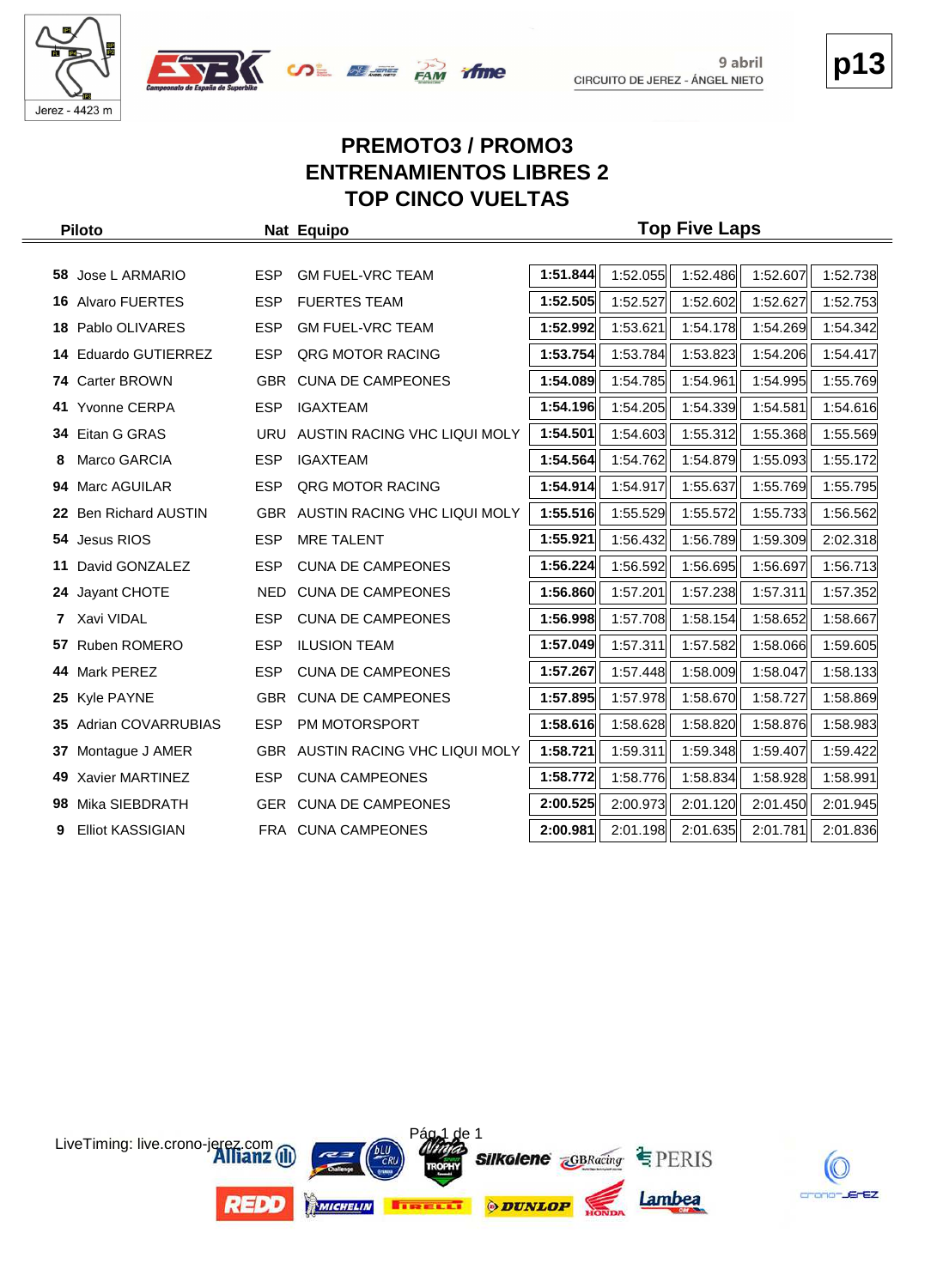9 abril
CIRCUITO DE JEREZ - ÁNGEL NIETO

# PREMOTO3 / PROMO3
# ENTRENAMIENTOS LIBRES 2
# TOP CINCO VUELTAS

| | Piloto | Nat | Equipo | Top Five Laps | | | | |
|---|---|---|---|---|---|---|---|---|
| 58 | Jose L ARMARIO | ESP | GM FUEL-VRC TEAM | **1:51.844** | 1:52.055 | 1:52.486 | 1:52.607 | 1:52.738 |
| 16 | Alvaro FUERTES | ESP | FUERTES TEAM | **1:52.505** | 1:52.527 | 1:52.602 | 1:52.627 | 1:52.753 |
| 18 | Pablo OLIVARES | ESP | GM FUEL-VRC TEAM | **1:52.992** | 1:53.621 | 1:54.178 | 1:54.269 | 1:54.342 |
| 14 | Eduardo GUTIERREZ | ESP | QRG MOTOR RACING | **1:53.754** | 1:53.784 | 1:53.823 | 1:54.206 | 1:54.417 |
| 74 | Carter BROWN | GBR | CUNA DE CAMPEONES | **1:54.089** | 1:54.785 | 1:54.961 | 1:54.995 | 1:55.769 |
| 41 | Yvonne CERPA | ESP | IGAXTEAM | **1:54.196** | 1:54.205 | 1:54.339 | 1:54.581 | 1:54.616 |
| 34 | Eitan G GRAS | URU | AUSTIN RACING VHC LIQUI MOLY | **1:54.501** | 1:54.603 | 1:55.312 | 1:55.368 | 1:55.569 |
| 8 | Marco GARCIA | ESP | IGAXTEAM | **1:54.564** | 1:54.762 | 1:54.879 | 1:55.093 | 1:55.172 |
| 94 | Marc AGUILAR | ESP | QRG MOTOR RACING | **1:54.914** | 1:54.917 | 1:55.637 | 1:55.769 | 1:55.795 |
| 22 | Ben Richard AUSTIN | GBR | AUSTIN RACING VHC LIQUI MOLY | **1:55.516** | 1:55.529 | 1:55.572 | 1:55.733 | 1:56.562 |
| 54 | Jesus RIOS | ESP | MRE TALENT | **1:55.921** | 1:56.432 | 1:56.789 | 1:59.309 | 2:02.318 |
| 11 | David GONZALEZ | ESP | CUNA DE CAMPEONES | **1:56.224** | 1:56.592 | 1:56.695 | 1:56.697 | 1:56.713 |
| 24 | Jayant CHOTE | NED | CUNA DE CAMPEONES | **1:56.860** | 1:57.201 | 1:57.238 | 1:57.311 | 1:57.352 |
| 7 | Xavi VIDAL | ESP | CUNA DE CAMPEONES | **1:56.998** | 1:57.708 | 1:58.154 | 1:58.652 | 1:58.667 |
| 57 | Ruben ROMERO | ESP | ILUSION TEAM | **1:57.049** | 1:57.311 | 1:57.582 | 1:58.066 | 1:59.605 |
| 44 | Mark PEREZ | ESP | CUNA DE CAMPEONES | **1:57.267** | 1:57.448 | 1:58.009 | 1:58.047 | 1:58.133 |
| 25 | Kyle PAYNE | GBR | CUNA DE CAMPEONES | **1:57.895** | 1:57.978 | 1:58.670 | 1:58.727 | 1:58.869 |
| 35 | Adrian COVARRUBIAS | ESP | PM MOTORSPORT | **1:58.616** | 1:58.628 | 1:58.820 | 1:58.876 | 1:58.983 |
| 37 | Montague J AMER | GBR | AUSTIN RACING VHC LIQUI MOLY | **1:58.721** | 1:59.311 | 1:59.348 | 1:59.407 | 1:59.422 |
| 49 | Xavier MARTINEZ | ESP | CUNA CAMPEONES | **1:58.772** | 1:58.776 | 1:58.834 | 1:58.928 | 1:58.991 |
| 98 | Mika SIEBDRATH | GER | CUNA DE CAMPEONES | **2:00.525** | 2:00.973 | 2:01.120 | 2:01.450 | 2:01.945 |
| 9 | Elliot KASSIGIAN | FRA | CUNA CAMPEONES | **2:00.981** | 2:01.198 | 2:01.635 | 2:01.781 | 2:01.836 |

LiveTiming: live.crono-jerez.com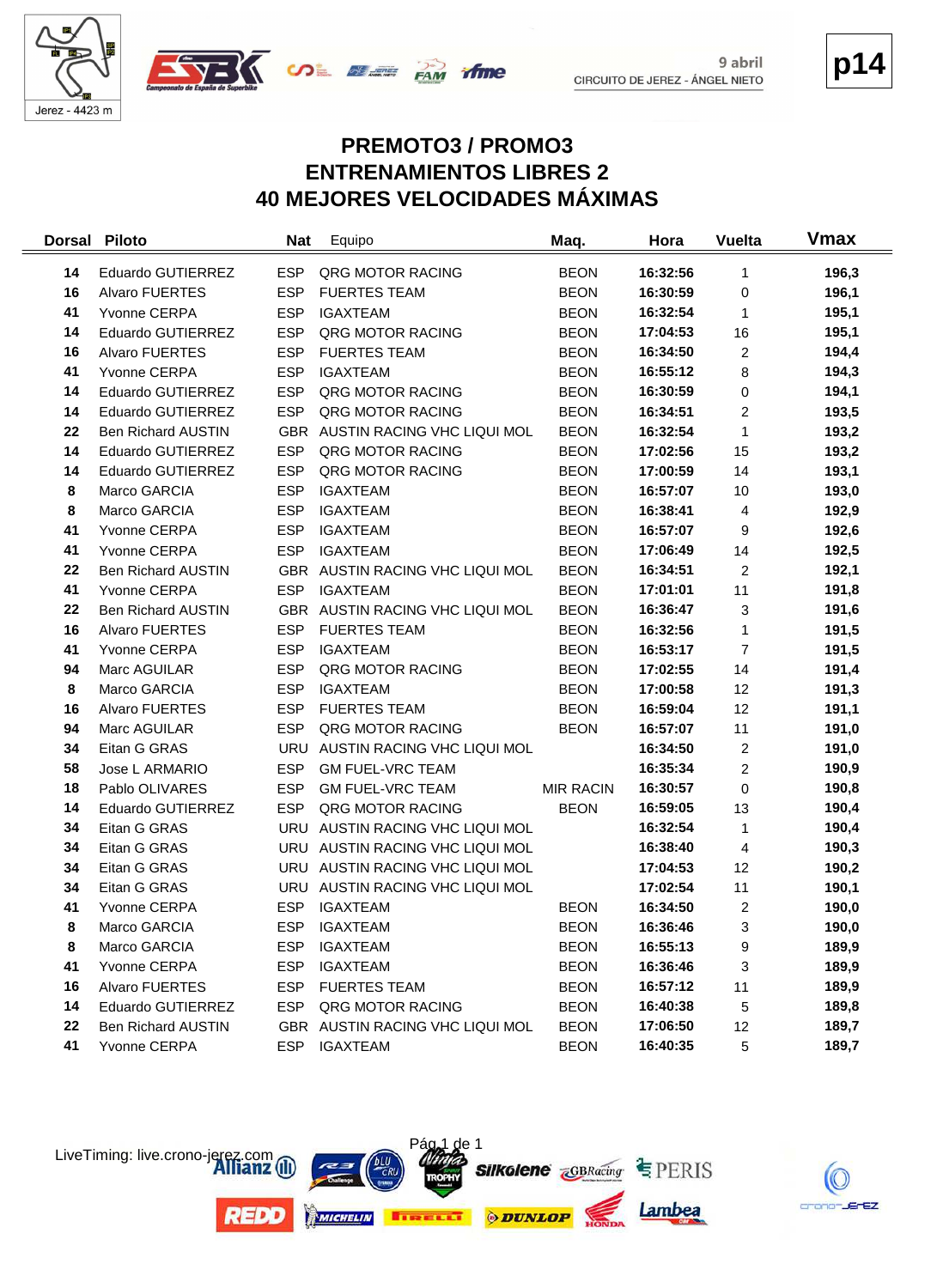Jerez - 4423 m

9 abril
CIRCUITO DE JEREZ - ÁNGEL NIETO

**p14**

# PREMOTO3 / PROMO3
# ENTRENAMIENTOS LIBRES 2
# 40 MEJORES VELOCIDADES MÁXIMAS

| Dorsal | Piloto | Nat | Equipo | Maq. | Hora | Vuelta | Vmax |
|---|---|---|---|---|---|---|---|
| 14 | Eduardo GUTIERREZ | ESP | QRG MOTOR RACING | BEON | 16:32:56 | 1 | 196,3 |
| 16 | Alvaro FUERTES | ESP | FUERTES TEAM | BEON | 16:30:59 | 0 | 196,1 |
| 41 | Yvonne CERPA | ESP | IGAXTEAM | BEON | 16:32:54 | 1 | 195,1 |
| 14 | Eduardo GUTIERREZ | ESP | QRG MOTOR RACING | BEON | 17:04:53 | 16 | 195,1 |
| 16 | Alvaro FUERTES | ESP | FUERTES TEAM | BEON | 16:34:50 | 2 | 194,4 |
| 41 | Yvonne CERPA | ESP | IGAXTEAM | BEON | 16:55:12 | 8 | 194,3 |
| 14 | Eduardo GUTIERREZ | ESP | QRG MOTOR RACING | BEON | 16:30:59 | 0 | 194,1 |
| 14 | Eduardo GUTIERREZ | ESP | QRG MOTOR RACING | BEON | 16:34:51 | 2 | 193,5 |
| 22 | Ben Richard AUSTIN | GBR | AUSTIN RACING VHC LIQUI MOL | BEON | 16:32:54 | 1 | 193,2 |
| 14 | Eduardo GUTIERREZ | ESP | QRG MOTOR RACING | BEON | 17:02:56 | 15 | 193,2 |
| 14 | Eduardo GUTIERREZ | ESP | QRG MOTOR RACING | BEON | 17:00:59 | 14 | 193,1 |
| 8 | Marco GARCIA | ESP | IGAXTEAM | BEON | 16:57:07 | 10 | 193,0 |
| 8 | Marco GARCIA | ESP | IGAXTEAM | BEON | 16:38:41 | 4 | 192,9 |
| 41 | Yvonne CERPA | ESP | IGAXTEAM | BEON | 16:57:07 | 9 | 192,6 |
| 41 | Yvonne CERPA | ESP | IGAXTEAM | BEON | 17:06:49 | 14 | 192,5 |
| 22 | Ben Richard AUSTIN | GBR | AUSTIN RACING VHC LIQUI MOL | BEON | 16:34:51 | 2 | 192,1 |
| 41 | Yvonne CERPA | ESP | IGAXTEAM | BEON | 17:01:01 | 11 | 191,8 |
| 22 | Ben Richard AUSTIN | GBR | AUSTIN RACING VHC LIQUI MOL | BEON | 16:36:47 | 3 | 191,6 |
| 16 | Alvaro FUERTES | ESP | FUERTES TEAM | BEON | 16:32:56 | 1 | 191,5 |
| 41 | Yvonne CERPA | ESP | IGAXTEAM | BEON | 16:53:17 | 7 | 191,5 |
| 94 | Marc AGUILAR | ESP | QRG MOTOR RACING | BEON | 17:02:55 | 14 | 191,4 |
| 8 | Marco GARCIA | ESP | IGAXTEAM | BEON | 17:00:58 | 12 | 191,3 |
| 16 | Alvaro FUERTES | ESP | FUERTES TEAM | BEON | 16:59:04 | 12 | 191,1 |
| 94 | Marc AGUILAR | ESP | QRG MOTOR RACING | BEON | 16:57:07 | 11 | 191,0 |
| 34 | Eitan G GRAS | URU | AUSTIN RACING VHC LIQUI MOL | | 16:34:50 | 2 | 191,0 |
| 58 | Jose L ARMARIO | ESP | GM FUEL-VRC TEAM | | 16:35:34 | 2 | 190,9 |
| 18 | Pablo OLIVARES | ESP | GM FUEL-VRC TEAM | MIR RACIN | 16:30:57 | 0 | 190,8 |
| 14 | Eduardo GUTIERREZ | ESP | QRG MOTOR RACING | BEON | 16:59:05 | 13 | 190,4 |
| 34 | Eitan G GRAS | URU | AUSTIN RACING VHC LIQUI MOL | | 16:32:54 | 1 | 190,4 |
| 34 | Eitan G GRAS | URU | AUSTIN RACING VHC LIQUI MOL | | 16:38:40 | 4 | 190,3 |
| 34 | Eitan G GRAS | URU | AUSTIN RACING VHC LIQUI MOL | | 17:04:53 | 12 | 190,2 |
| 34 | Eitan G GRAS | URU | AUSTIN RACING VHC LIQUI MOL | | 17:02:54 | 11 | 190,1 |
| 41 | Yvonne CERPA | ESP | IGAXTEAM | BEON | 16:34:50 | 2 | 190,0 |
| 8 | Marco GARCIA | ESP | IGAXTEAM | BEON | 16:36:46 | 3 | 190,0 |
| 8 | Marco GARCIA | ESP | IGAXTEAM | BEON | 16:55:13 | 9 | 189,9 |
| 41 | Yvonne CERPA | ESP | IGAXTEAM | BEON | 16:36:46 | 3 | 189,9 |
| 16 | Alvaro FUERTES | ESP | FUERTES TEAM | BEON | 16:57:12 | 11 | 189,9 |
| 14 | Eduardo GUTIERREZ | ESP | QRG MOTOR RACING | BEON | 16:40:38 | 5 | 189,8 |
| 22 | Ben Richard AUSTIN | GBR | AUSTIN RACING VHC LIQUI MOL | BEON | 17:06:50 | 12 | 189,7 |
| 41 | Yvonne CERPA | ESP | IGAXTEAM | BEON | 16:40:35 | 5 | 189,7 |

LiveTiming: live.crono-jerez.com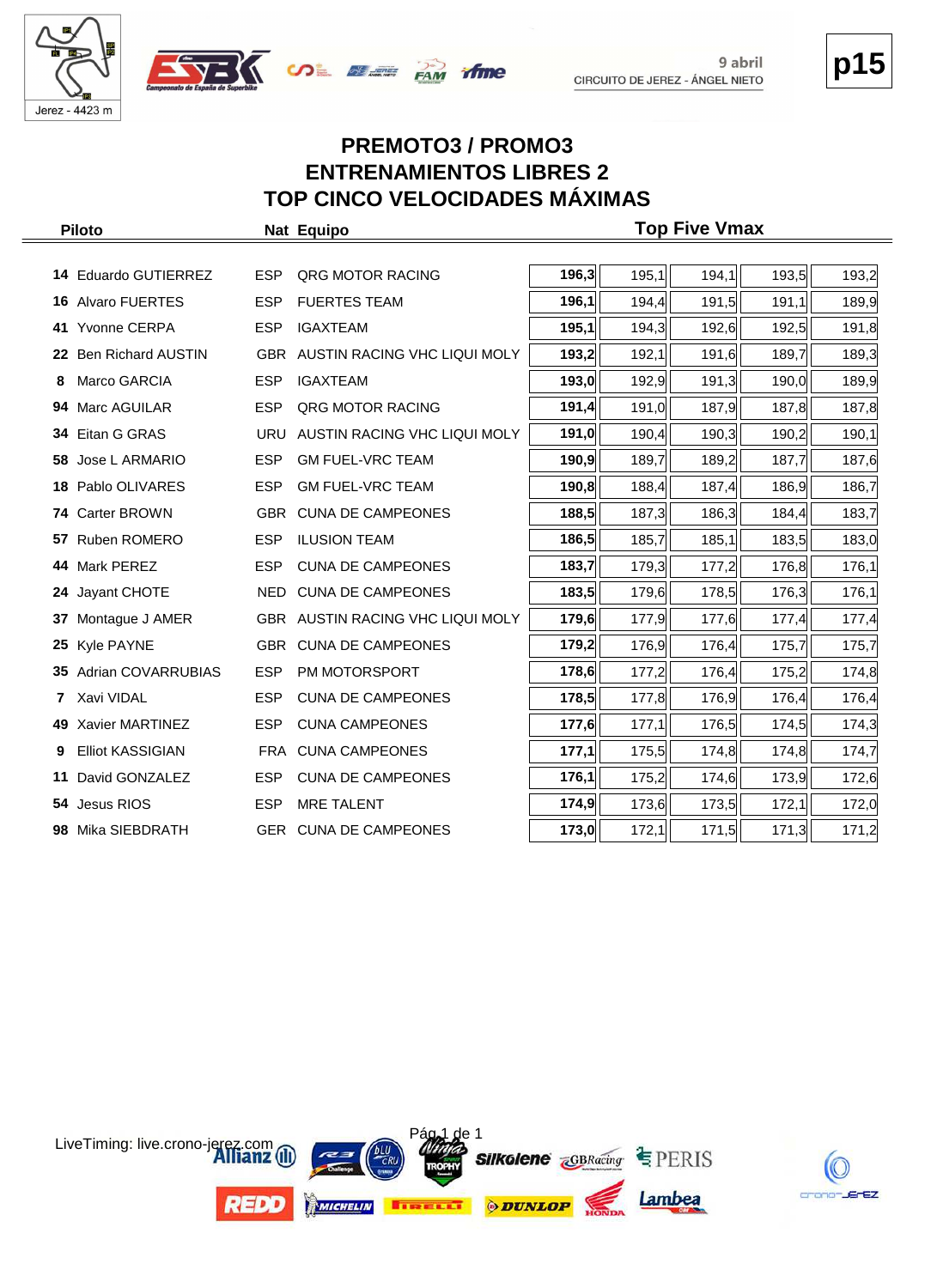9 abril
CIRCUITO DE JEREZ - ÁNGEL NIETO

# PREMOTO3 / PROMO3
## ENTRENAMIENTOS LIBRES 2
## TOP CINCO VELOCIDADES MÁXIMAS

| Piloto | | Nat | Equipo | Top Five Vmax | | | | |
|---|---|---|---|---|---|---|---|---|
| 14 | Eduardo GUTIERREZ | ESP | QRG MOTOR RACING | **196,3** | 195,1 | 194,1 | 193,5 | 193,2 |
| 16 | Alvaro FUERTES | ESP | FUERTES TEAM | **196,1** | 194,4 | 191,5 | 191,1 | 189,9 |
| 41 | Yvonne CERPA | ESP | IGAXTEAM | **195,1** | 194,3 | 192,6 | 192,5 | 191,8 |
| 22 | Ben Richard AUSTIN | GBR | AUSTIN RACING VHC LIQUI MOLY | **193,2** | 192,1 | 191,6 | 189,7 | 189,3 |
| 8 | Marco GARCIA | ESP | IGAXTEAM | **193,0** | 192,9 | 191,3 | 190,0 | 189,9 |
| 94 | Marc AGUILAR | ESP | QRG MOTOR RACING | **191,4** | 191,0 | 187,9 | 187,8 | 187,8 |
| 34 | Eitan G GRAS | URU | AUSTIN RACING VHC LIQUI MOLY | **191,0** | 190,4 | 190,3 | 190,2 | 190,1 |
| 58 | Jose L ARMARIO | ESP | GM FUEL-VRC TEAM | **190,9** | 189,7 | 189,2 | 187,7 | 187,6 |
| 18 | Pablo OLIVARES | ESP | GM FUEL-VRC TEAM | **190,8** | 188,4 | 187,4 | 186,9 | 186,7 |
| 74 | Carter BROWN | GBR | CUNA DE CAMPEONES | **188,5** | 187,3 | 186,3 | 184,4 | 183,7 |
| 57 | Ruben ROMERO | ESP | ILUSION TEAM | **186,5** | 185,7 | 185,1 | 183,5 | 183,0 |
| 44 | Mark PEREZ | ESP | CUNA DE CAMPEONES | **183,7** | 179,3 | 177,2 | 176,8 | 176,1 |
| 24 | Jayant CHOTE | NED | CUNA DE CAMPEONES | **183,5** | 179,6 | 178,5 | 176,3 | 176,1 |
| 37 | Montague J AMER | GBR | AUSTIN RACING VHC LIQUI MOLY | **179,6** | 177,9 | 177,6 | 177,4 | 177,4 |
| 25 | Kyle PAYNE | GBR | CUNA DE CAMPEONES | **179,2** | 176,9 | 176,4 | 175,7 | 175,7 |
| 35 | Adrian COVARRUBIAS | ESP | PM MOTORSPORT | **178,6** | 177,2 | 176,4 | 175,2 | 174,8 |
| 7 | Xavi VIDAL | ESP | CUNA DE CAMPEONES | **178,5** | 177,8 | 176,9 | 176,4 | 176,4 |
| 49 | Xavier MARTINEZ | ESP | CUNA CAMPEONES | **177,6** | 177,1 | 176,5 | 174,5 | 174,3 |
| 9 | Elliot KASSIGIAN | FRA | CUNA CAMPEONES | **177,1** | 175,5 | 174,8 | 174,8 | 174,7 |
| 11 | David GONZALEZ | ESP | CUNA DE CAMPEONES | **176,1** | 175,2 | 174,6 | 173,9 | 172,6 |
| 54 | Jesus RIOS | ESP | MRE TALENT | **174,9** | 173,6 | 173,5 | 172,1 | 172,0 |
| 98 | Mika SIEBDRATH | GER | CUNA DE CAMPEONES | **173,0** | 172,1 | 171,5 | 171,3 | 171,2 |

LiveTiming: live.crono-jerez.com